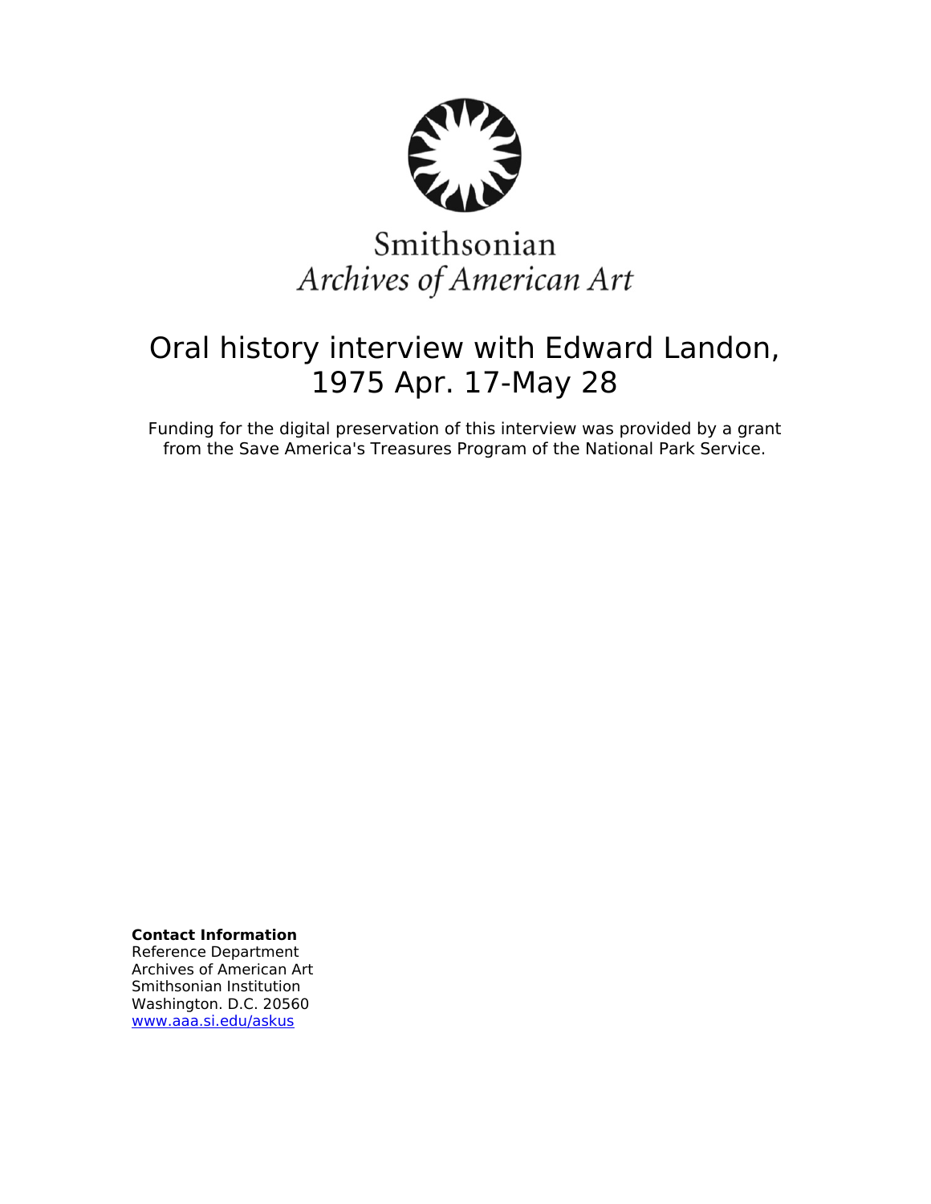Smithsonian
*Archives of American Art*

# Oral history interview with Edward Landon, 1975 Apr. 17-May 28

Funding for the digital preservation of this interview was provided by a grant from the Save America's Treasures Program of the National Park Service.

**Contact Information**
Reference Department
Archives of American Art
Smithsonian Institution
Washington. D.C. 20560
[www.aaa.si.edu/askus](http://www.aaa.si.edu/askus)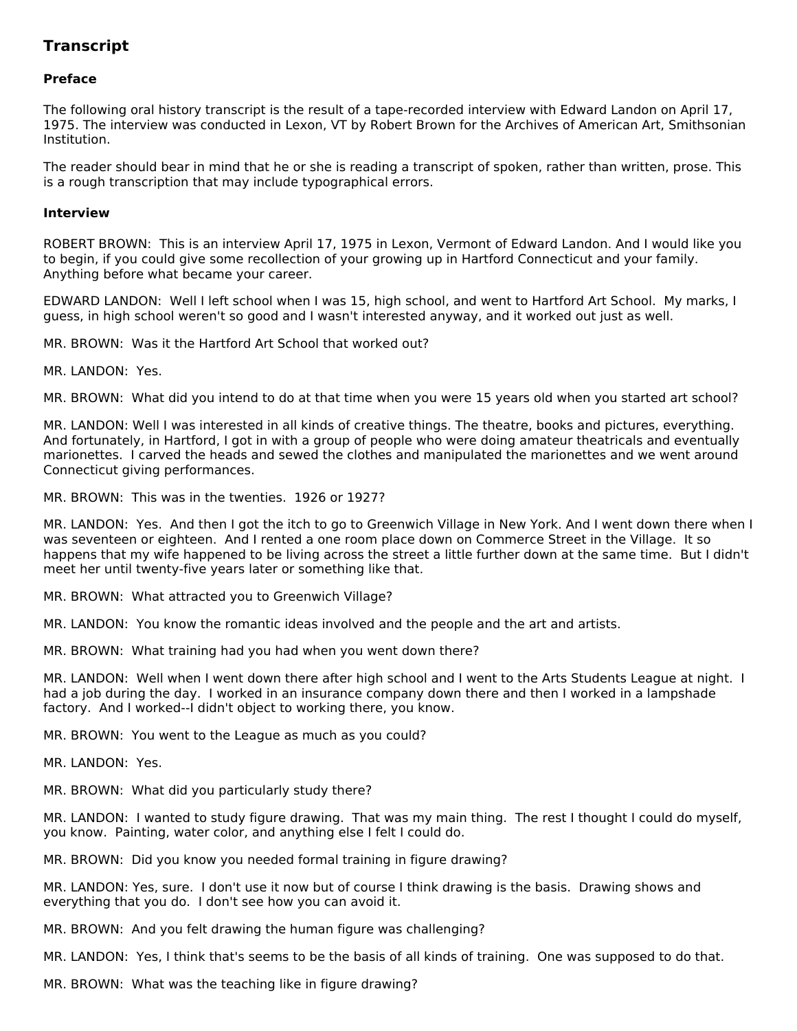## Transcript

### Preface

The following oral history transcript is the result of a tape-recorded interview with Edward Landon on April 17, 1975. The interview was conducted in Lexon, VT by Robert Brown for the Archives of American Art, Smithsonian Institution.

The reader should bear in mind that he or she is reading a transcript of spoken, rather than written, prose. This is a rough transcription that may include typographical errors.

### Interview

ROBERT BROWN: This is an interview April 17, 1975 in Lexon, Vermont of Edward Landon. And I would like you to begin, if you could give some recollection of your growing up in Hartford Connecticut and your family. Anything before what became your career.

EDWARD LANDON: Well I left school when I was 15, high school, and went to Hartford Art School. My marks, I guess, in high school weren't so good and I wasn't interested anyway, and it worked out just as well.

MR. BROWN: Was it the Hartford Art School that worked out?

MR. LANDON: Yes.

MR. BROWN: What did you intend to do at that time when you were 15 years old when you started art school?

MR. LANDON: Well I was interested in all kinds of creative things. The theatre, books and pictures, everything. And fortunately, in Hartford, I got in with a group of people who were doing amateur theatricals and eventually marionettes. I carved the heads and sewed the clothes and manipulated the marionettes and we went around Connecticut giving performances.

MR. BROWN: This was in the twenties. 1926 or 1927?

MR. LANDON: Yes. And then I got the itch to go to Greenwich Village in New York. And I went down there when I was seventeen or eighteen. And I rented a one room place down on Commerce Street in the Village. It so happens that my wife happened to be living across the street a little further down at the same time. But I didn't meet her until twenty-five years later or something like that.

MR. BROWN: What attracted you to Greenwich Village?

MR. LANDON: You know the romantic ideas involved and the people and the art and artists.

MR. BROWN: What training had you had when you went down there?

MR. LANDON: Well when I went down there after high school and I went to the Arts Students League at night. I had a job during the day. I worked in an insurance company down there and then I worked in a lampshade factory. And I worked--I didn't object to working there, you know.

MR. BROWN: You went to the League as much as you could?

MR. LANDON: Yes.

MR. BROWN: What did you particularly study there?

MR. LANDON: I wanted to study figure drawing. That was my main thing. The rest I thought I could do myself, you know. Painting, water color, and anything else I felt I could do.

MR. BROWN: Did you know you needed formal training in figure drawing?

MR. LANDON: Yes, sure. I don't use it now but of course I think drawing is the basis. Drawing shows and everything that you do. I don't see how you can avoid it.

MR. BROWN: And you felt drawing the human figure was challenging?

MR. LANDON: Yes, I think that's seems to be the basis of all kinds of training. One was supposed to do that.

MR. BROWN: What was the teaching like in figure drawing?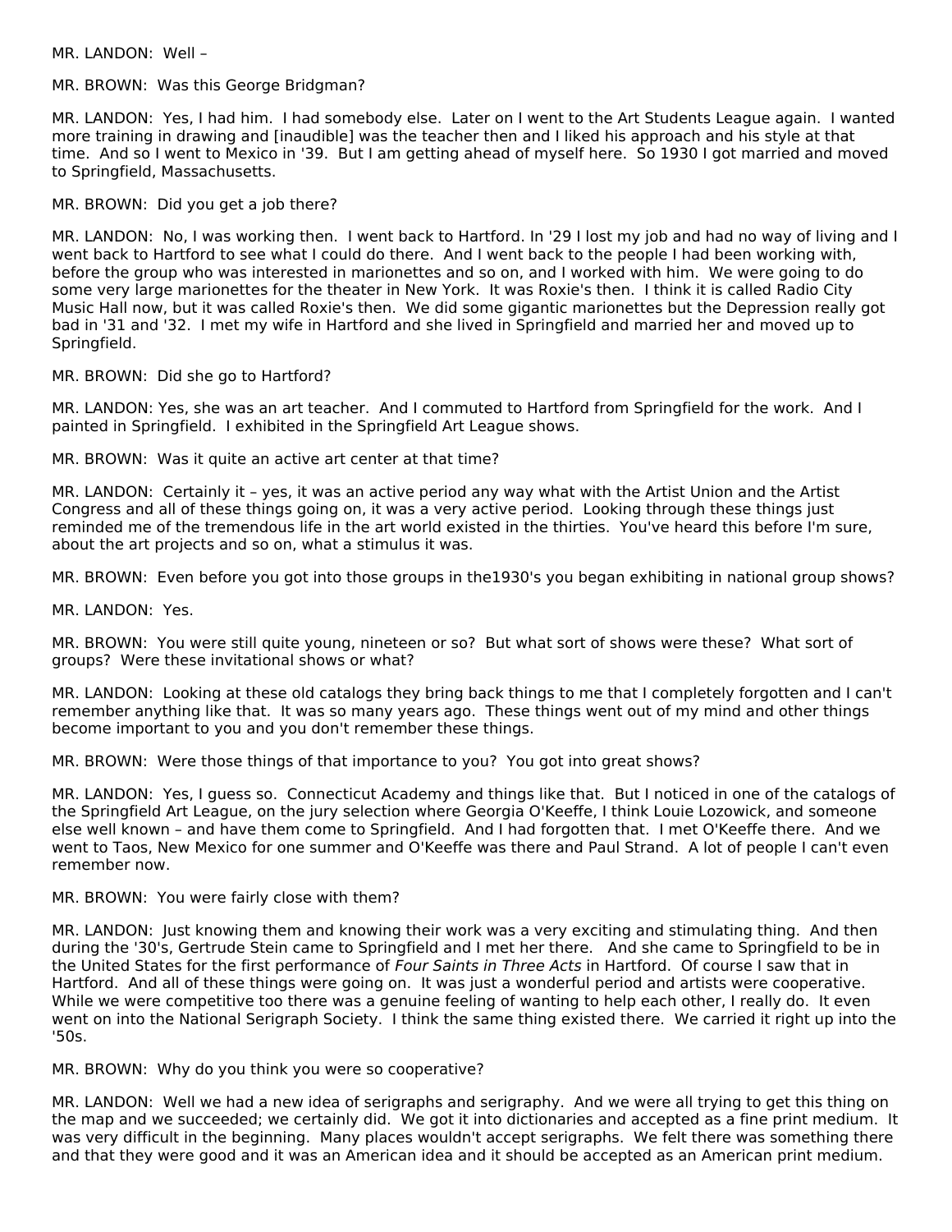MR. LANDON: Well –

MR. BROWN: Was this George Bridgman?

MR. LANDON: Yes, I had him. I had somebody else. Later on I went to the Art Students League again. I wanted more training in drawing and [inaudible] was the teacher then and I liked his approach and his style at that time. And so I went to Mexico in '39. But I am getting ahead of myself here. So 1930 I got married and moved to Springfield, Massachusetts.

MR. BROWN: Did you get a job there?

MR. LANDON: No, I was working then. I went back to Hartford. In '29 I lost my job and had no way of living and I went back to Hartford to see what I could do there. And I went back to the people I had been working with, before the group who was interested in marionettes and so on, and I worked with him. We were going to do some very large marionettes for the theater in New York. It was Roxie's then. I think it is called Radio City Music Hall now, but it was called Roxie's then. We did some gigantic marionettes but the Depression really got bad in '31 and '32. I met my wife in Hartford and she lived in Springfield and married her and moved up to Springfield.

MR. BROWN: Did she go to Hartford?

MR. LANDON: Yes, she was an art teacher. And I commuted to Hartford from Springfield for the work. And I painted in Springfield. I exhibited in the Springfield Art League shows.

MR. BROWN: Was it quite an active art center at that time?

MR. LANDON: Certainly it – yes, it was an active period any way what with the Artist Union and the Artist Congress and all of these things going on, it was a very active period. Looking through these things just reminded me of the tremendous life in the art world existed in the thirties. You've heard this before I'm sure, about the art projects and so on, what a stimulus it was.

MR. BROWN: Even before you got into those groups in the1930's you began exhibiting in national group shows?

MR. LANDON: Yes.

MR. BROWN: You were still quite young, nineteen or so? But what sort of shows were these? What sort of groups? Were these invitational shows or what?

MR. LANDON: Looking at these old catalogs they bring back things to me that I completely forgotten and I can't remember anything like that. It was so many years ago. These things went out of my mind and other things become important to you and you don't remember these things.

MR. BROWN: Were those things of that importance to you? You got into great shows?

MR. LANDON: Yes, I guess so. Connecticut Academy and things like that. But I noticed in one of the catalogs of the Springfield Art League, on the jury selection where Georgia O'Keeffe, I think Louie Lozowick, and someone else well known – and have them come to Springfield. And I had forgotten that. I met O'Keeffe there. And we went to Taos, New Mexico for one summer and O'Keeffe was there and Paul Strand. A lot of people I can't even remember now.

MR. BROWN: You were fairly close with them?

MR. LANDON: Just knowing them and knowing their work was a very exciting and stimulating thing. And then during the '30's, Gertrude Stein came to Springfield and I met her there. And she came to Springfield to be in the United States for the first performance of *Four Saints in Three Acts* in Hartford. Of course I saw that in Hartford. And all of these things were going on. It was just a wonderful period and artists were cooperative. While we were competitive too there was a genuine feeling of wanting to help each other, I really do. It even went on into the National Serigraph Society. I think the same thing existed there. We carried it right up into the '50s.

MR. BROWN: Why do you think you were so cooperative?

MR. LANDON: Well we had a new idea of serigraphs and serigraphy. And we were all trying to get this thing on the map and we succeeded; we certainly did. We got it into dictionaries and accepted as a fine print medium. It was very difficult in the beginning. Many places wouldn't accept serigraphs. We felt there was something there and that they were good and it was an American idea and it should be accepted as an American print medium.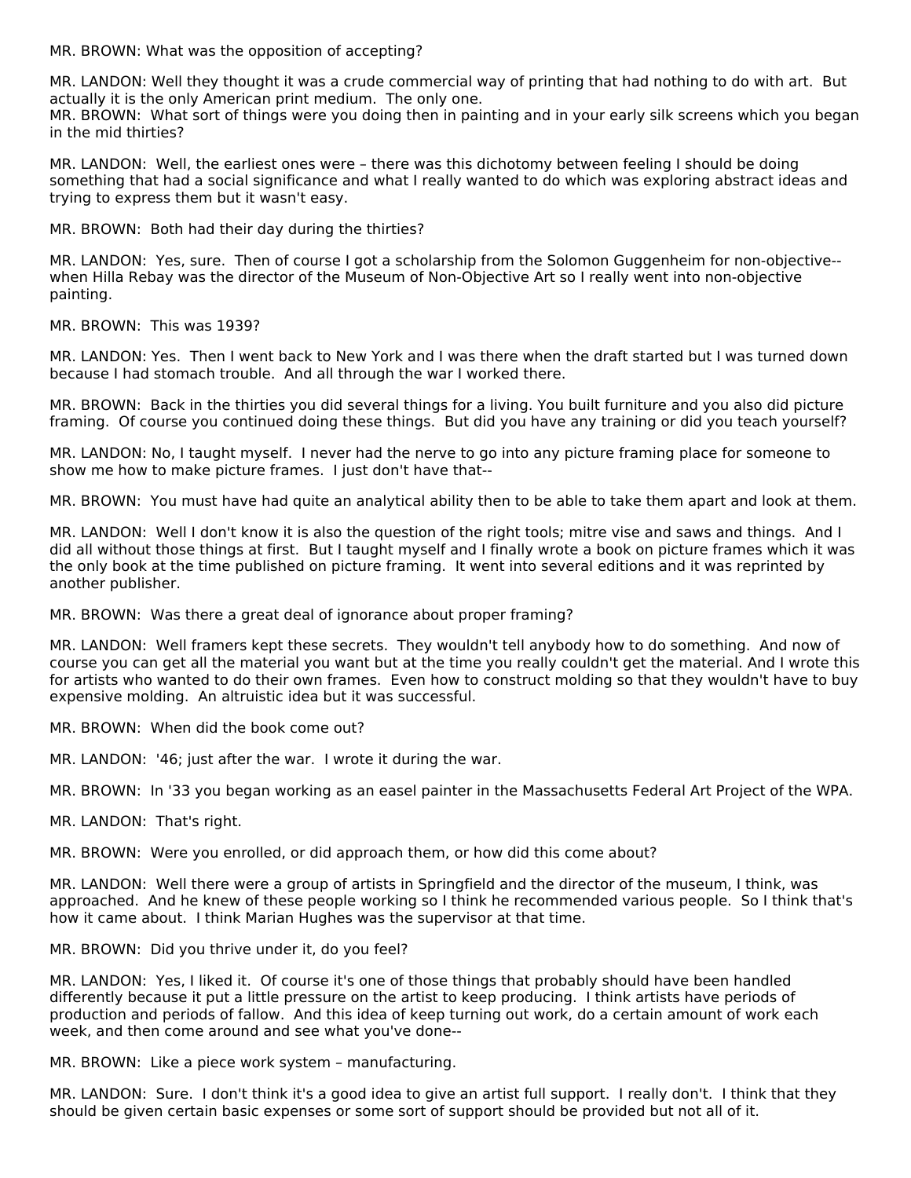MR. BROWN: What was the opposition of accepting?

MR. LANDON: Well they thought it was a crude commercial way of printing that had nothing to do with art. But actually it is the only American print medium. The only one.

MR. BROWN: What sort of things were you doing then in painting and in your early silk screens which you began in the mid thirties?

MR. LANDON: Well, the earliest ones were – there was this dichotomy between feeling I should be doing something that had a social significance and what I really wanted to do which was exploring abstract ideas and trying to express them but it wasn't easy.

MR. BROWN: Both had their day during the thirties?

MR. LANDON: Yes, sure. Then of course I got a scholarship from the Solomon Guggenheim for non-objective--when Hilla Rebay was the director of the Museum of Non-Objective Art so I really went into non-objective painting.

MR. BROWN: This was 1939?

MR. LANDON: Yes. Then I went back to New York and I was there when the draft started but I was turned down because I had stomach trouble. And all through the war I worked there.

MR. BROWN: Back in the thirties you did several things for a living. You built furniture and you also did picture framing. Of course you continued doing these things. But did you have any training or did you teach yourself?

MR. LANDON: No, I taught myself. I never had the nerve to go into any picture framing place for someone to show me how to make picture frames. I just don't have that--

MR. BROWN: You must have had quite an analytical ability then to be able to take them apart and look at them.

MR. LANDON: Well I don't know it is also the question of the right tools; mitre vise and saws and things. And I did all without those things at first. But I taught myself and I finally wrote a book on picture frames which it was the only book at the time published on picture framing. It went into several editions and it was reprinted by another publisher.

MR. BROWN: Was there a great deal of ignorance about proper framing?

MR. LANDON: Well framers kept these secrets. They wouldn't tell anybody how to do something. And now of course you can get all the material you want but at the time you really couldn't get the material. And I wrote this for artists who wanted to do their own frames. Even how to construct molding so that they wouldn't have to buy expensive molding. An altruistic idea but it was successful.

MR. BROWN: When did the book come out?

MR. LANDON: '46; just after the war. I wrote it during the war.

MR. BROWN: In '33 you began working as an easel painter in the Massachusetts Federal Art Project of the WPA.

MR. LANDON: That's right.

MR. BROWN: Were you enrolled, or did approach them, or how did this come about?

MR. LANDON: Well there were a group of artists in Springfield and the director of the museum, I think, was approached. And he knew of these people working so I think he recommended various people. So I think that's how it came about. I think Marian Hughes was the supervisor at that time.

MR. BROWN: Did you thrive under it, do you feel?

MR. LANDON: Yes, I liked it. Of course it's one of those things that probably should have been handled differently because it put a little pressure on the artist to keep producing. I think artists have periods of production and periods of fallow. And this idea of keep turning out work, do a certain amount of work each week, and then come around and see what you've done--

MR. BROWN: Like a piece work system – manufacturing.

MR. LANDON: Sure. I don't think it's a good idea to give an artist full support. I really don't. I think that they should be given certain basic expenses or some sort of support should be provided but not all of it.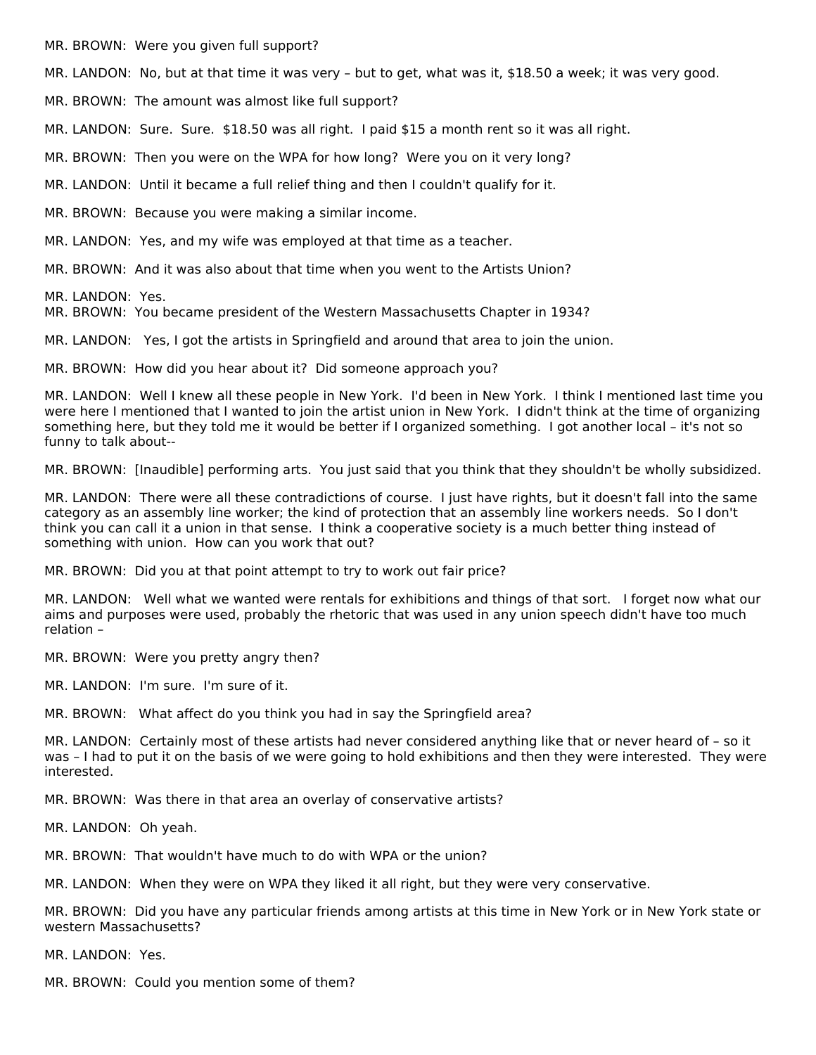MR. BROWN: Were you given full support?

MR. LANDON: No, but at that time it was very – but to get, what was it, $18.50 a week; it was very good.

MR. BROWN: The amount was almost like full support?

MR. LANDON: Sure. Sure. $18.50 was all right. I paid $15 a month rent so it was all right.

MR. BROWN: Then you were on the WPA for how long? Were you on it very long?

MR. LANDON: Until it became a full relief thing and then I couldn't qualify for it.

MR. BROWN: Because you were making a similar income.

MR. LANDON: Yes, and my wife was employed at that time as a teacher.

MR. BROWN: And it was also about that time when you went to the Artists Union?

MR. LANDON: Yes.

MR. BROWN: You became president of the Western Massachusetts Chapter in 1934?

MR. LANDON: Yes, I got the artists in Springfield and around that area to join the union.

MR. BROWN: How did you hear about it? Did someone approach you?

MR. LANDON: Well I knew all these people in New York. I'd been in New York. I think I mentioned last time you were here I mentioned that I wanted to join the artist union in New York. I didn't think at the time of organizing something here, but they told me it would be better if I organized something. I got another local – it's not so funny to talk about--

MR. BROWN: [Inaudible] performing arts. You just said that you think that they shouldn't be wholly subsidized.

MR. LANDON: There were all these contradictions of course. I just have rights, but it doesn't fall into the same category as an assembly line worker; the kind of protection that an assembly line workers needs. So I don't think you can call it a union in that sense. I think a cooperative society is a much better thing instead of something with union. How can you work that out?

MR. BROWN: Did you at that point attempt to try to work out fair price?

MR. LANDON: Well what we wanted were rentals for exhibitions and things of that sort. I forget now what our aims and purposes were used, probably the rhetoric that was used in any union speech didn't have too much relation –

MR. BROWN: Were you pretty angry then?

MR. LANDON: I'm sure. I'm sure of it.

MR. BROWN: What affect do you think you had in say the Springfield area?

MR. LANDON: Certainly most of these artists had never considered anything like that or never heard of – so it was – I had to put it on the basis of we were going to hold exhibitions and then they were interested. They were interested.

MR. BROWN: Was there in that area an overlay of conservative artists?

MR. LANDON: Oh yeah.

MR. BROWN: That wouldn't have much to do with WPA or the union?

MR. LANDON: When they were on WPA they liked it all right, but they were very conservative.

MR. BROWN: Did you have any particular friends among artists at this time in New York or in New York state or western Massachusetts?

MR. LANDON: Yes.

MR. BROWN: Could you mention some of them?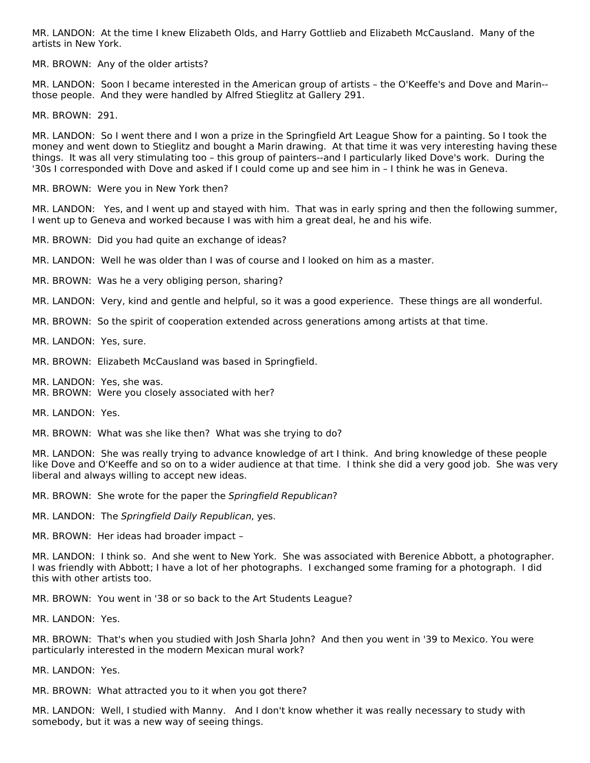MR. LANDON: At the time I knew Elizabeth Olds, and Harry Gottlieb and Elizabeth McCausland. Many of the artists in New York.

MR. BROWN: Any of the older artists?

MR. LANDON: Soon I became interested in the American group of artists – the O'Keeffe's and Dove and Marin--those people. And they were handled by Alfred Stieglitz at Gallery 291.

MR. BROWN: 291.

MR. LANDON: So I went there and I won a prize in the Springfield Art League Show for a painting. So I took the money and went down to Stieglitz and bought a Marin drawing. At that time it was very interesting having these things. It was all very stimulating too – this group of painters--and I particularly liked Dove's work. During the '30s I corresponded with Dove and asked if I could come up and see him in – I think he was in Geneva.

MR. BROWN: Were you in New York then?

MR. LANDON: Yes, and I went up and stayed with him. That was in early spring and then the following summer, I went up to Geneva and worked because I was with him a great deal, he and his wife.

MR. BROWN: Did you had quite an exchange of ideas?

MR. LANDON: Well he was older than I was of course and I looked on him as a master.

MR. BROWN: Was he a very obliging person, sharing?

MR. LANDON: Very, kind and gentle and helpful, so it was a good experience. These things are all wonderful.

MR. BROWN: So the spirit of cooperation extended across generations among artists at that time.

MR. LANDON: Yes, sure.

MR. BROWN: Elizabeth McCausland was based in Springfield.

MR. LANDON: Yes, she was.

MR. BROWN: Were you closely associated with her?

MR. LANDON: Yes.

MR. BROWN: What was she like then? What was she trying to do?

MR. LANDON: She was really trying to advance knowledge of art I think. And bring knowledge of these people like Dove and O'Keeffe and so on to a wider audience at that time. I think she did a very good job. She was very liberal and always willing to accept new ideas.

MR. BROWN: She wrote for the paper the *Springfield Republican*?

MR. LANDON: The *Springfield Daily Republican*, yes.

MR. BROWN: Her ideas had broader impact –

MR. LANDON: I think so. And she went to New York. She was associated with Berenice Abbott, a photographer. I was friendly with Abbott; I have a lot of her photographs. I exchanged some framing for a photograph. I did this with other artists too.

MR. BROWN: You went in '38 or so back to the Art Students League?

MR. LANDON: Yes.

MR. BROWN: That's when you studied with Josh Sharla John? And then you went in '39 to Mexico. You were particularly interested in the modern Mexican mural work?

MR. LANDON: Yes.

MR. BROWN: What attracted you to it when you got there?

MR. LANDON: Well, I studied with Manny. And I don't know whether it was really necessary to study with somebody, but it was a new way of seeing things.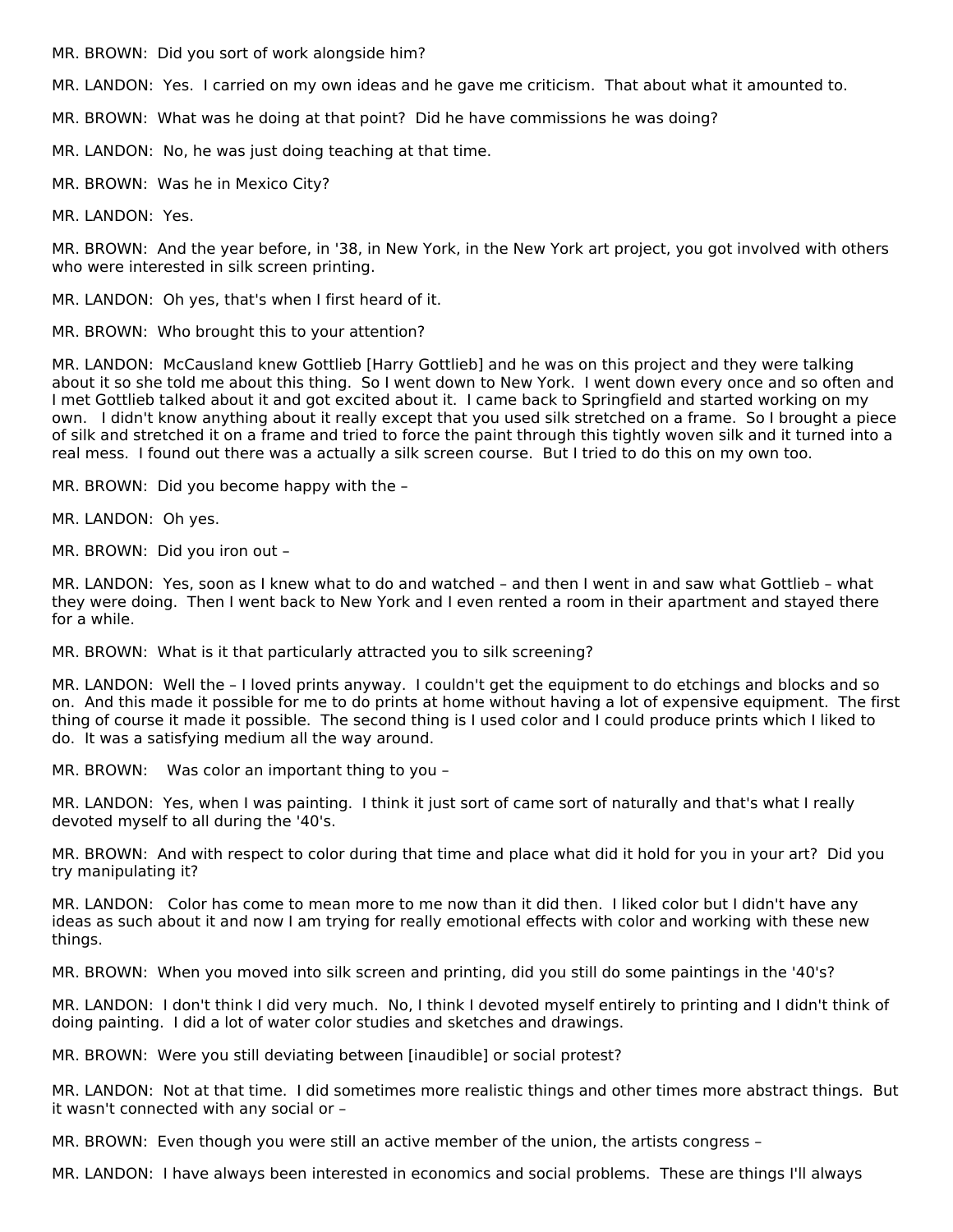MR. BROWN: Did you sort of work alongside him?

MR. LANDON: Yes. I carried on my own ideas and he gave me criticism. That about what it amounted to.

MR. BROWN: What was he doing at that point? Did he have commissions he was doing?

MR. LANDON: No, he was just doing teaching at that time.

MR. BROWN: Was he in Mexico City?

MR. LANDON: Yes.

MR. BROWN: And the year before, in '38, in New York, in the New York art project, you got involved with others who were interested in silk screen printing.

MR. LANDON: Oh yes, that's when I first heard of it.

MR. BROWN: Who brought this to your attention?

MR. LANDON: McCausland knew Gottlieb [Harry Gottlieb] and he was on this project and they were talking about it so she told me about this thing. So I went down to New York. I went down every once and so often and I met Gottlieb talked about it and got excited about it. I came back to Springfield and started working on my own. I didn't know anything about it really except that you used silk stretched on a frame. So I brought a piece of silk and stretched it on a frame and tried to force the paint through this tightly woven silk and it turned into a real mess. I found out there was a actually a silk screen course. But I tried to do this on my own too.

MR. BROWN: Did you become happy with the –

MR. LANDON: Oh yes.

MR. BROWN: Did you iron out –

MR. LANDON: Yes, soon as I knew what to do and watched – and then I went in and saw what Gottlieb – what they were doing. Then I went back to New York and I even rented a room in their apartment and stayed there for a while.

MR. BROWN: What is it that particularly attracted you to silk screening?

MR. LANDON: Well the – I loved prints anyway. I couldn't get the equipment to do etchings and blocks and so on. And this made it possible for me to do prints at home without having a lot of expensive equipment. The first thing of course it made it possible. The second thing is I used color and I could produce prints which I liked to do. It was a satisfying medium all the way around.

MR. BROWN: Was color an important thing to you –

MR. LANDON: Yes, when I was painting. I think it just sort of came sort of naturally and that's what I really devoted myself to all during the '40's.

MR. BROWN: And with respect to color during that time and place what did it hold for you in your art? Did you try manipulating it?

MR. LANDON: Color has come to mean more to me now than it did then. I liked color but I didn't have any ideas as such about it and now I am trying for really emotional effects with color and working with these new things.

MR. BROWN: When you moved into silk screen and printing, did you still do some paintings in the '40's?

MR. LANDON: I don't think I did very much. No, I think I devoted myself entirely to printing and I didn't think of doing painting. I did a lot of water color studies and sketches and drawings.

MR. BROWN: Were you still deviating between [inaudible] or social protest?

MR. LANDON: Not at that time. I did sometimes more realistic things and other times more abstract things. But it wasn't connected with any social or –

MR. BROWN: Even though you were still an active member of the union, the artists congress –

MR. LANDON: I have always been interested in economics and social problems. These are things I'll always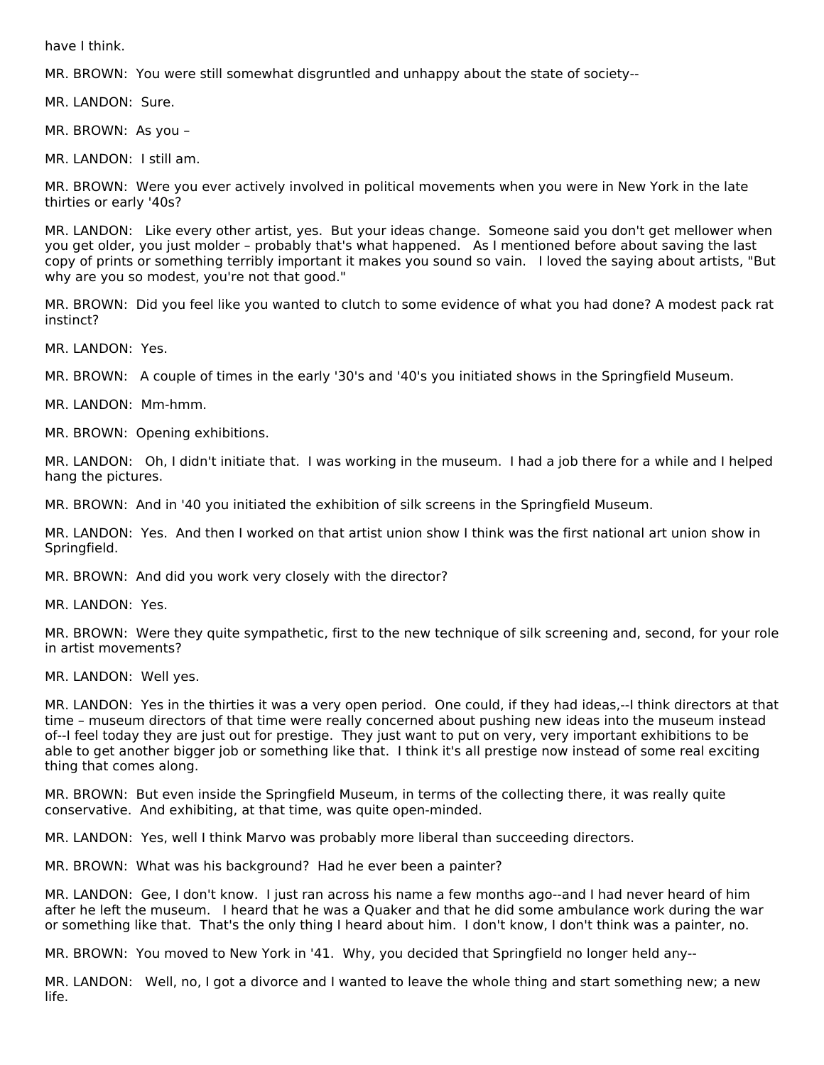have I think.

MR. BROWN:  You were still somewhat disgruntled and unhappy about the state of society--

MR. LANDON:  Sure.

MR. BROWN:  As you –

MR. LANDON:  I still am.

MR. BROWN:  Were you ever actively involved in political movements when you were in New York in the late thirties or early '40s?

MR. LANDON:   Like every other artist, yes.  But your ideas change.  Someone said you don't get mellower when you get older, you just molder – probably that's what happened.   As I mentioned before about saving the last copy of prints or something terribly important it makes you sound so vain.   I loved the saying about artists, "But why are you so modest, you're not that good."

MR. BROWN:  Did you feel like you wanted to clutch to some evidence of what you had done? A modest pack rat instinct?

MR. LANDON:  Yes.

MR. BROWN:   A couple of times in the early '30's and '40's you initiated shows in the Springfield Museum.

MR. LANDON:  Mm-hmm.

MR. BROWN:  Opening exhibitions.

MR. LANDON:   Oh, I didn't initiate that.  I was working in the museum.  I had a job there for a while and I helped hang the pictures.

MR. BROWN:  And in '40 you initiated the exhibition of silk screens in the Springfield Museum.

MR. LANDON:  Yes.  And then I worked on that artist union show I think was the first national art union show in Springfield.

MR. BROWN:  And did you work very closely with the director?

MR. LANDON:  Yes.

MR. BROWN:  Were they quite sympathetic, first to the new technique of silk screening and, second, for your role in artist movements?

MR. LANDON:  Well yes.

MR. LANDON:  Yes in the thirties it was a very open period.  One could, if they had ideas,--I think directors at that time – museum directors of that time were really concerned about pushing new ideas into the museum instead of--I feel today they are just out for prestige.  They just want to put on very, very important exhibitions to be able to get another bigger job or something like that.  I think it's all prestige now instead of some real exciting thing that comes along.

MR. BROWN:  But even inside the Springfield Museum, in terms of the collecting there, it was really quite conservative.  And exhibiting, at that time, was quite open-minded.

MR. LANDON:  Yes, well I think Marvo was probably more liberal than succeeding directors.

MR. BROWN:  What was his background?  Had he ever been a painter?

MR. LANDON:  Gee, I don't know.  I just ran across his name a few months ago--and I had never heard of him after he left the museum.   I heard that he was a Quaker and that he did some ambulance work during the war or something like that.  That's the only thing I heard about him.  I don't know, I don't think was a painter, no.

MR. BROWN:  You moved to New York in '41.  Why, you decided that Springfield no longer held any--

MR. LANDON:   Well, no, I got a divorce and I wanted to leave the whole thing and start something new; a new life.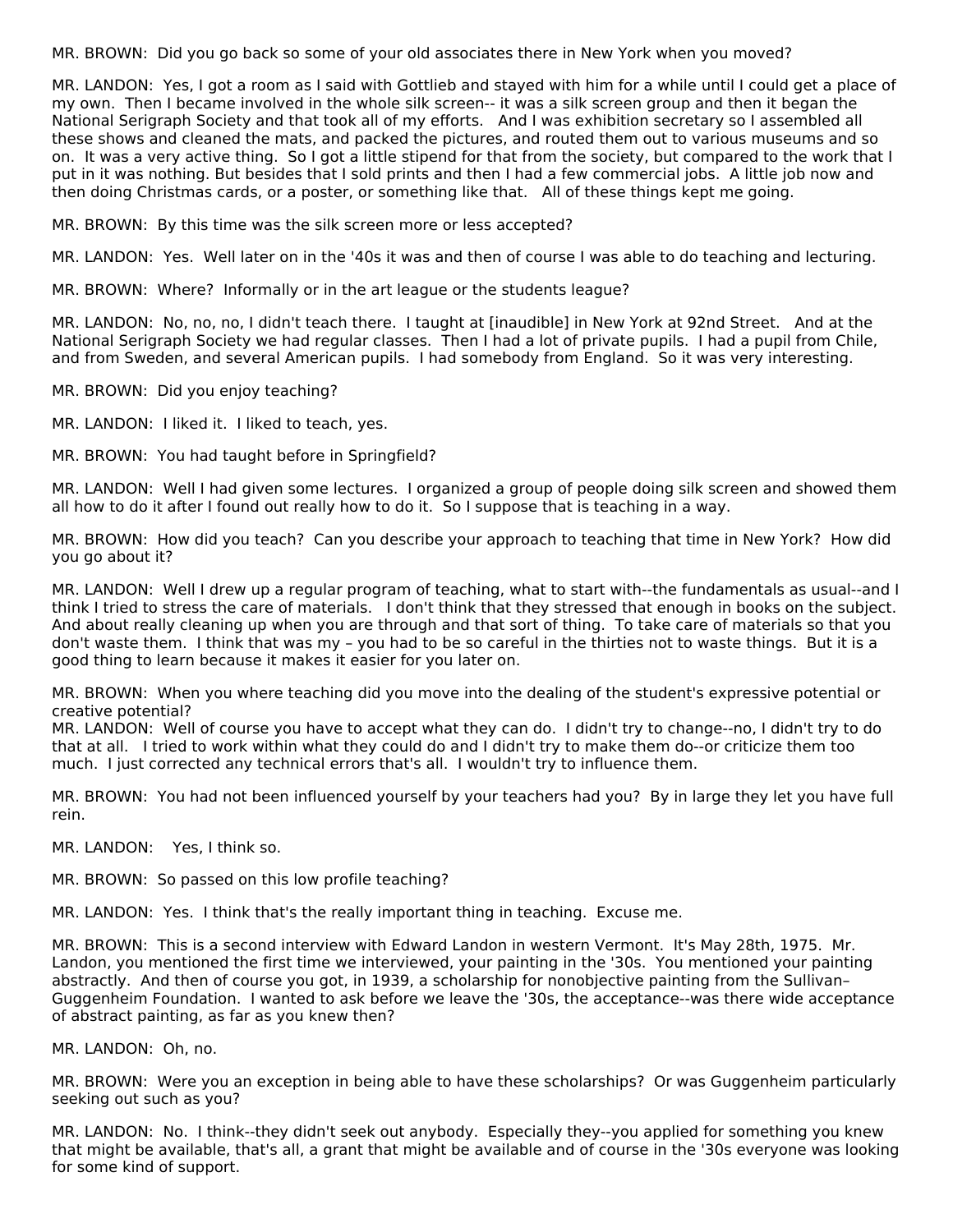MR. BROWN: Did you go back so some of your old associates there in New York when you moved?

MR. LANDON: Yes, I got a room as I said with Gottlieb and stayed with him for a while until I could get a place of my own. Then I became involved in the whole silk screen-- it was a silk screen group and then it began the National Serigraph Society and that took all of my efforts. And I was exhibition secretary so I assembled all these shows and cleaned the mats, and packed the pictures, and routed them out to various museums and so on. It was a very active thing. So I got a little stipend for that from the society, but compared to the work that I put in it was nothing. But besides that I sold prints and then I had a few commercial jobs. A little job now and then doing Christmas cards, or a poster, or something like that. All of these things kept me going.

MR. BROWN: By this time was the silk screen more or less accepted?

MR. LANDON: Yes. Well later on in the '40s it was and then of course I was able to do teaching and lecturing.

MR. BROWN: Where? Informally or in the art league or the students league?

MR. LANDON: No, no, no, I didn't teach there. I taught at [inaudible] in New York at 92nd Street. And at the National Serigraph Society we had regular classes. Then I had a lot of private pupils. I had a pupil from Chile, and from Sweden, and several American pupils. I had somebody from England. So it was very interesting.

MR. BROWN: Did you enjoy teaching?

MR. LANDON: I liked it. I liked to teach, yes.

MR. BROWN: You had taught before in Springfield?

MR. LANDON: Well I had given some lectures. I organized a group of people doing silk screen and showed them all how to do it after I found out really how to do it. So I suppose that is teaching in a way.

MR. BROWN: How did you teach? Can you describe your approach to teaching that time in New York? How did you go about it?

MR. LANDON: Well I drew up a regular program of teaching, what to start with--the fundamentals as usual--and I think I tried to stress the care of materials. I don't think that they stressed that enough in books on the subject. And about really cleaning up when you are through and that sort of thing. To take care of materials so that you don't waste them. I think that was my – you had to be so careful in the thirties not to waste things. But it is a good thing to learn because it makes it easier for you later on.

MR. BROWN: When you where teaching did you move into the dealing of the student's expressive potential or creative potential?

MR. LANDON: Well of course you have to accept what they can do. I didn't try to change--no, I didn't try to do that at all. I tried to work within what they could do and I didn't try to make them do--or criticize them too much. I just corrected any technical errors that's all. I wouldn't try to influence them.

MR. BROWN: You had not been influenced yourself by your teachers had you? By in large they let you have full rein.

MR. LANDON: Yes, I think so.

MR. BROWN: So passed on this low profile teaching?

MR. LANDON: Yes. I think that's the really important thing in teaching. Excuse me.

MR. BROWN: This is a second interview with Edward Landon in western Vermont. It's May 28th, 1975. Mr. Landon, you mentioned the first time we interviewed, your painting in the '30s. You mentioned your painting abstractly. And then of course you got, in 1939, a scholarship for nonobjective painting from the Sullivan–Guggenheim Foundation. I wanted to ask before we leave the '30s, the acceptance--was there wide acceptance of abstract painting, as far as you knew then?

MR. LANDON: Oh, no.

MR. BROWN: Were you an exception in being able to have these scholarships? Or was Guggenheim particularly seeking out such as you?

MR. LANDON: No. I think--they didn't seek out anybody. Especially they--you applied for something you knew that might be available, that's all, a grant that might be available and of course in the '30s everyone was looking for some kind of support.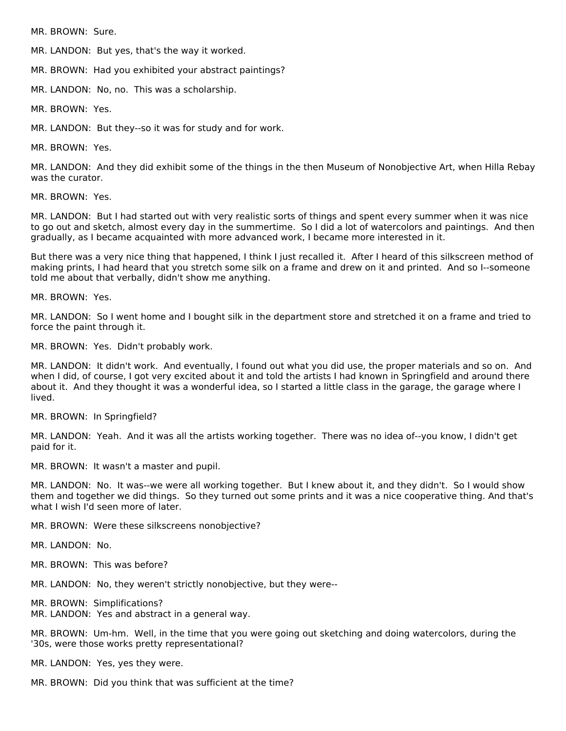MR. BROWN: Sure.

MR. LANDON: But yes, that's the way it worked.

MR. BROWN: Had you exhibited your abstract paintings?

MR. LANDON: No, no. This was a scholarship.

MR. BROWN: Yes.

MR. LANDON: But they--so it was for study and for work.

MR. BROWN: Yes.

MR. LANDON: And they did exhibit some of the things in the then Museum of Nonobjective Art, when Hilla Rebay was the curator.

MR. BROWN: Yes.

MR. LANDON: But I had started out with very realistic sorts of things and spent every summer when it was nice to go out and sketch, almost every day in the summertime. So I did a lot of watercolors and paintings. And then gradually, as I became acquainted with more advanced work, I became more interested in it.

But there was a very nice thing that happened, I think I just recalled it. After I heard of this silkscreen method of making prints, I had heard that you stretch some silk on a frame and drew on it and printed. And so I--someone told me about that verbally, didn't show me anything.

MR. BROWN: Yes.

MR. LANDON: So I went home and I bought silk in the department store and stretched it on a frame and tried to force the paint through it.

MR. BROWN: Yes. Didn't probably work.

MR. LANDON: It didn't work. And eventually, I found out what you did use, the proper materials and so on. And when I did, of course, I got very excited about it and told the artists I had known in Springfield and around there about it. And they thought it was a wonderful idea, so I started a little class in the garage, the garage where I lived.

MR. BROWN: In Springfield?

MR. LANDON: Yeah. And it was all the artists working together. There was no idea of--you know, I didn't get paid for it.

MR. BROWN: It wasn't a master and pupil.

MR. LANDON: No. It was--we were all working together. But I knew about it, and they didn't. So I would show them and together we did things. So they turned out some prints and it was a nice cooperative thing. And that's what I wish I'd seen more of later.

MR. BROWN: Were these silkscreens nonobjective?

MR. LANDON: No.

MR. BROWN: This was before?

MR. LANDON: No, they weren't strictly nonobjective, but they were--

MR. BROWN: Simplifications?

MR. LANDON: Yes and abstract in a general way.

MR. BROWN: Um-hm. Well, in the time that you were going out sketching and doing watercolors, during the '30s, were those works pretty representational?

MR. LANDON: Yes, yes they were.

MR. BROWN: Did you think that was sufficient at the time?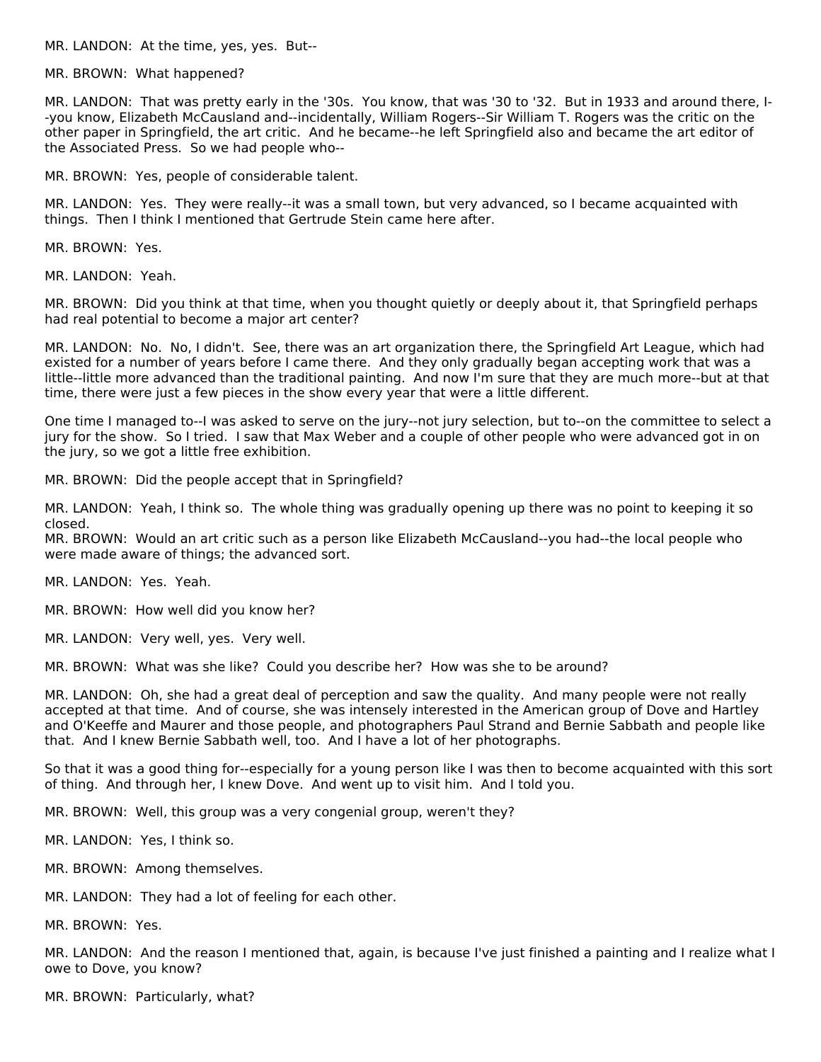MR. LANDON: At the time, yes, yes. But--

MR. BROWN: What happened?

MR. LANDON: That was pretty early in the '30s. You know, that was '30 to '32. But in 1933 and around there, I--you know, Elizabeth McCausland and--incidentally, William Rogers--Sir William T. Rogers was the critic on the other paper in Springfield, the art critic. And he became--he left Springfield also and became the art editor of the Associated Press. So we had people who--

MR. BROWN: Yes, people of considerable talent.

MR. LANDON: Yes. They were really--it was a small town, but very advanced, so I became acquainted with things. Then I think I mentioned that Gertrude Stein came here after.

MR. BROWN: Yes.

MR. LANDON: Yeah.

MR. BROWN: Did you think at that time, when you thought quietly or deeply about it, that Springfield perhaps had real potential to become a major art center?

MR. LANDON: No. No, I didn't. See, there was an art organization there, the Springfield Art League, which had existed for a number of years before I came there. And they only gradually began accepting work that was a little--little more advanced than the traditional painting. And now I'm sure that they are much more--but at that time, there were just a few pieces in the show every year that were a little different.

One time I managed to--I was asked to serve on the jury--not jury selection, but to--on the committee to select a jury for the show. So I tried. I saw that Max Weber and a couple of other people who were advanced got in on the jury, so we got a little free exhibition.

MR. BROWN: Did the people accept that in Springfield?

MR. LANDON: Yeah, I think so. The whole thing was gradually opening up there was no point to keeping it so closed.

MR. BROWN: Would an art critic such as a person like Elizabeth McCausland--you had--the local people who were made aware of things; the advanced sort.

MR. LANDON: Yes. Yeah.

MR. BROWN: How well did you know her?

MR. LANDON: Very well, yes. Very well.

MR. BROWN: What was she like? Could you describe her? How was she to be around?

MR. LANDON: Oh, she had a great deal of perception and saw the quality. And many people were not really accepted at that time. And of course, she was intensely interested in the American group of Dove and Hartley and O'Keeffe and Maurer and those people, and photographers Paul Strand and Bernie Sabbath and people like that. And I knew Bernie Sabbath well, too. And I have a lot of her photographs.

So that it was a good thing for--especially for a young person like I was then to become acquainted with this sort of thing. And through her, I knew Dove. And went up to visit him. And I told you.

MR. BROWN: Well, this group was a very congenial group, weren't they?

MR. LANDON: Yes, I think so.

MR. BROWN: Among themselves.

MR. LANDON: They had a lot of feeling for each other.

MR. BROWN: Yes.

MR. LANDON: And the reason I mentioned that, again, is because I've just finished a painting and I realize what I owe to Dove, you know?

MR. BROWN: Particularly, what?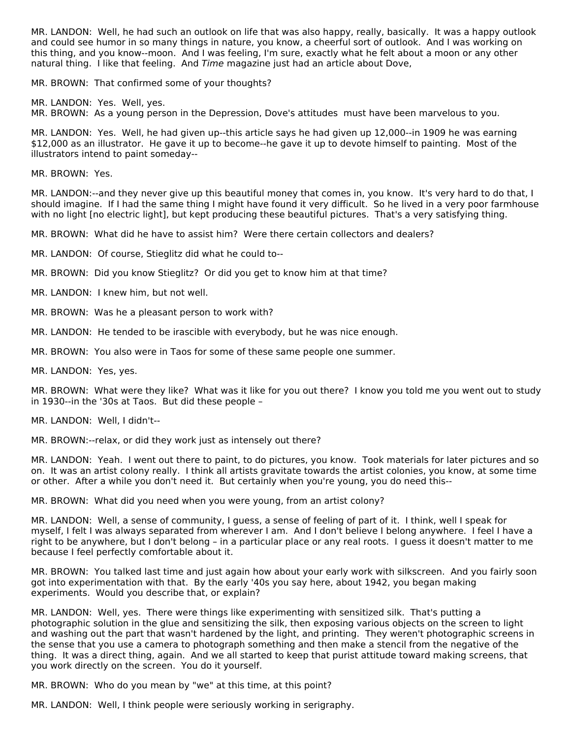MR. LANDON: Well, he had such an outlook on life that was also happy, really, basically. It was a happy outlook and could see humor in so many things in nature, you know, a cheerful sort of outlook. And I was working on this thing, and you know--moon. And I was feeling, I'm sure, exactly what he felt about a moon or any other natural thing. I like that feeling. And *Time* magazine just had an article about Dove,

MR. BROWN: That confirmed some of your thoughts?

MR. LANDON: Yes. Well, yes.
MR. BROWN: As a young person in the Depression, Dove's attitudes must have been marvelous to you.

MR. LANDON: Yes. Well, he had given up--this article says he had given up 12,000--in 1909 he was earning $12,000 as an illustrator. He gave it up to become--he gave it up to devote himself to painting. Most of the illustrators intend to paint someday--

MR. BROWN: Yes.

MR. LANDON:--and they never give up this beautiful money that comes in, you know. It's very hard to do that, I should imagine. If I had the same thing I might have found it very difficult. So he lived in a very poor farmhouse with no light [no electric light], but kept producing these beautiful pictures. That's a very satisfying thing.

MR. BROWN: What did he have to assist him? Were there certain collectors and dealers?

MR. LANDON: Of course, Stieglitz did what he could to--

MR. BROWN: Did you know Stieglitz? Or did you get to know him at that time?

MR. LANDON: I knew him, but not well.

MR. BROWN: Was he a pleasant person to work with?

MR. LANDON: He tended to be irascible with everybody, but he was nice enough.

MR. BROWN: You also were in Taos for some of these same people one summer.

MR. LANDON: Yes, yes.

MR. BROWN: What were they like? What was it like for you out there? I know you told me you went out to study in 1930--in the '30s at Taos. But did these people –

MR. LANDON: Well, I didn't--

MR. BROWN:--relax, or did they work just as intensely out there?

MR. LANDON: Yeah. I went out there to paint, to do pictures, you know. Took materials for later pictures and so on. It was an artist colony really. I think all artists gravitate towards the artist colonies, you know, at some time or other. After a while you don't need it. But certainly when you're young, you do need this--

MR. BROWN: What did you need when you were young, from an artist colony?

MR. LANDON: Well, a sense of community, I guess, a sense of feeling of part of it. I think, well I speak for myself, I felt I was always separated from wherever I am. And I don't believe I belong anywhere. I feel I have a right to be anywhere, but I don't belong – in a particular place or any real roots. I guess it doesn't matter to me because I feel perfectly comfortable about it.

MR. BROWN: You talked last time and just again how about your early work with silkscreen. And you fairly soon got into experimentation with that. By the early '40s you say here, about 1942, you began making experiments. Would you describe that, or explain?

MR. LANDON: Well, yes. There were things like experimenting with sensitized silk. That's putting a photographic solution in the glue and sensitizing the silk, then exposing various objects on the screen to light and washing out the part that wasn't hardened by the light, and printing. They weren't photographic screens in the sense that you use a camera to photograph something and then make a stencil from the negative of the thing. It was a direct thing, again. And we all started to keep that purist attitude toward making screens, that you work directly on the screen. You do it yourself.

MR. BROWN: Who do you mean by "we" at this time, at this point?

MR. LANDON: Well, I think people were seriously working in serigraphy.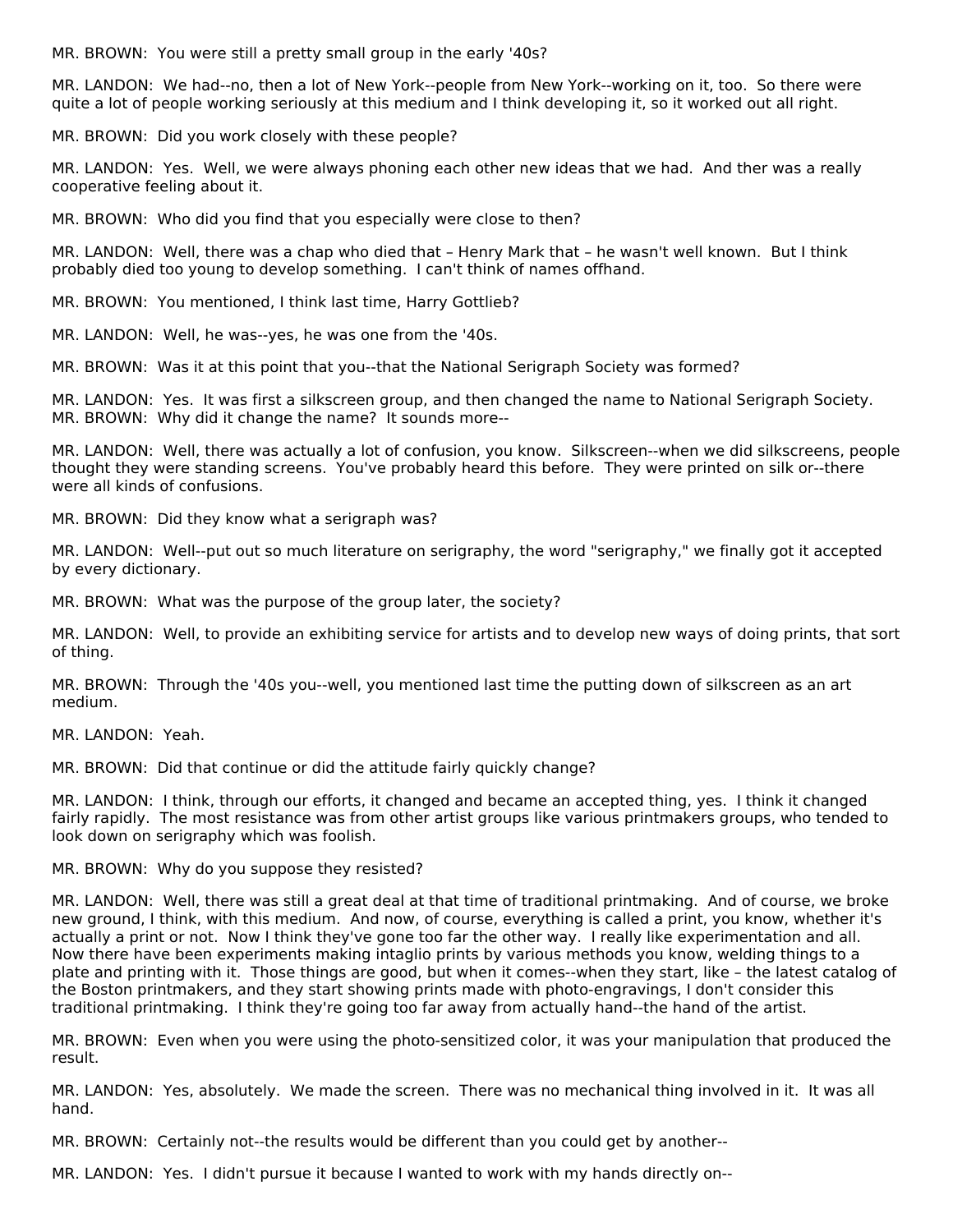MR. BROWN: You were still a pretty small group in the early '40s?

MR. LANDON: We had--no, then a lot of New York--people from New York--working on it, too. So there were quite a lot of people working seriously at this medium and I think developing it, so it worked out all right.

MR. BROWN: Did you work closely with these people?

MR. LANDON: Yes. Well, we were always phoning each other new ideas that we had. And ther was a really cooperative feeling about it.

MR. BROWN: Who did you find that you especially were close to then?

MR. LANDON: Well, there was a chap who died that – Henry Mark that – he wasn't well known. But I think probably died too young to develop something. I can't think of names offhand.

MR. BROWN: You mentioned, I think last time, Harry Gottlieb?

MR. LANDON: Well, he was--yes, he was one from the '40s.

MR. BROWN: Was it at this point that you--that the National Serigraph Society was formed?

MR. LANDON: Yes. It was first a silkscreen group, and then changed the name to National Serigraph Society.
MR. BROWN: Why did it change the name? It sounds more--

MR. LANDON: Well, there was actually a lot of confusion, you know. Silkscreen--when we did silkscreens, people thought they were standing screens. You've probably heard this before. They were printed on silk or--there were all kinds of confusions.

MR. BROWN: Did they know what a serigraph was?

MR. LANDON: Well--put out so much literature on serigraphy, the word "serigraphy," we finally got it accepted by every dictionary.

MR. BROWN: What was the purpose of the group later, the society?

MR. LANDON: Well, to provide an exhibiting service for artists and to develop new ways of doing prints, that sort of thing.

MR. BROWN: Through the '40s you--well, you mentioned last time the putting down of silkscreen as an art medium.

MR. LANDON: Yeah.

MR. BROWN: Did that continue or did the attitude fairly quickly change?

MR. LANDON: I think, through our efforts, it changed and became an accepted thing, yes. I think it changed fairly rapidly. The most resistance was from other artist groups like various printmakers groups, who tended to look down on serigraphy which was foolish.

MR. BROWN: Why do you suppose they resisted?

MR. LANDON: Well, there was still a great deal at that time of traditional printmaking. And of course, we broke new ground, I think, with this medium. And now, of course, everything is called a print, you know, whether it's actually a print or not. Now I think they've gone too far the other way. I really like experimentation and all. Now there have been experiments making intaglio prints by various methods you know, welding things to a plate and printing with it. Those things are good, but when it comes--when they start, like – the latest catalog of the Boston printmakers, and they start showing prints made with photo-engravings, I don't consider this traditional printmaking. I think they're going too far away from actually hand--the hand of the artist.

MR. BROWN: Even when you were using the photo-sensitized color, it was your manipulation that produced the result.

MR. LANDON: Yes, absolutely. We made the screen. There was no mechanical thing involved in it. It was all hand.

MR. BROWN: Certainly not--the results would be different than you could get by another--

MR. LANDON: Yes. I didn't pursue it because I wanted to work with my hands directly on--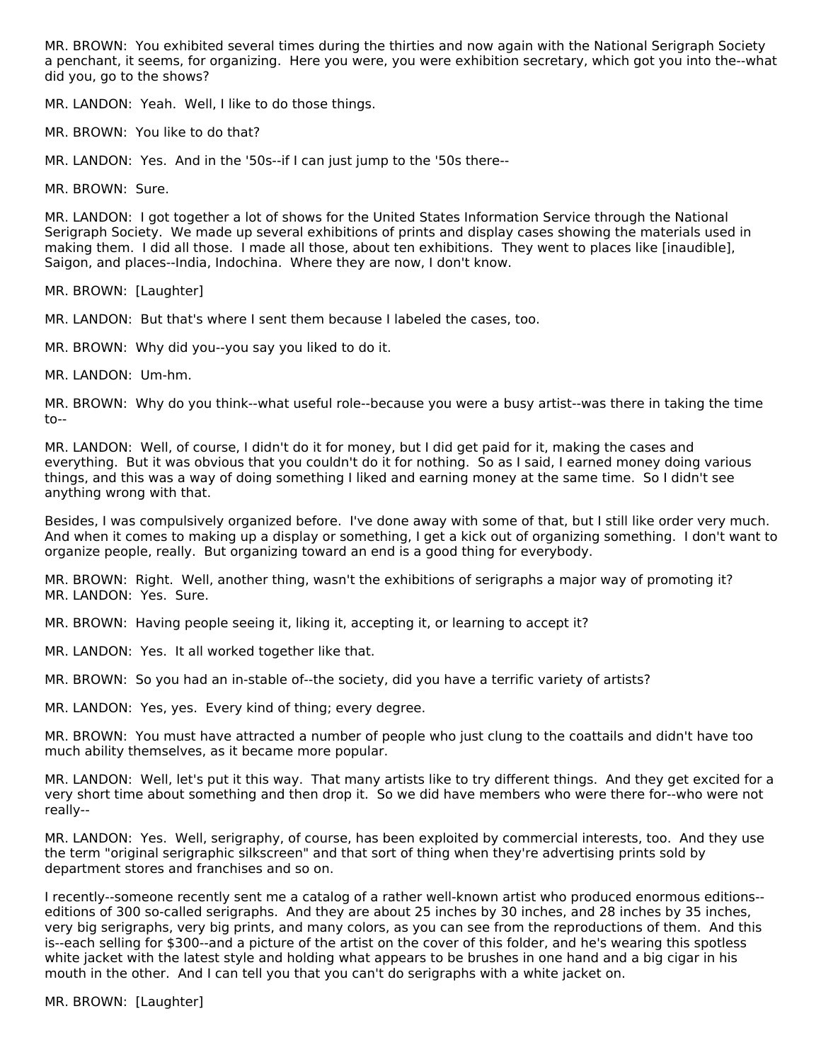MR. BROWN: You exhibited several times during the thirties and now again with the National Serigraph Society a penchant, it seems, for organizing. Here you were, you were exhibition secretary, which got you into the--what did you, go to the shows?

MR. LANDON: Yeah. Well, I like to do those things.

MR. BROWN: You like to do that?

MR. LANDON: Yes. And in the '50s--if I can just jump to the '50s there--

MR. BROWN: Sure.

MR. LANDON: I got together a lot of shows for the United States Information Service through the National Serigraph Society. We made up several exhibitions of prints and display cases showing the materials used in making them. I did all those. I made all those, about ten exhibitions. They went to places like [inaudible], Saigon, and places--India, Indochina. Where they are now, I don't know.

MR. BROWN: [Laughter]

MR. LANDON: But that's where I sent them because I labeled the cases, too.

MR. BROWN: Why did you--you say you liked to do it.

MR. LANDON: Um-hm.

MR. BROWN: Why do you think--what useful role--because you were a busy artist--was there in taking the time to--

MR. LANDON: Well, of course, I didn't do it for money, but I did get paid for it, making the cases and everything. But it was obvious that you couldn't do it for nothing. So as I said, I earned money doing various things, and this was a way of doing something I liked and earning money at the same time. So I didn't see anything wrong with that.

Besides, I was compulsively organized before. I've done away with some of that, but I still like order very much. And when it comes to making up a display or something, I get a kick out of organizing something. I don't want to organize people, really. But organizing toward an end is a good thing for everybody.

MR. BROWN: Right. Well, another thing, wasn't the exhibitions of serigraphs a major way of promoting it?
MR. LANDON: Yes. Sure.

MR. BROWN: Having people seeing it, liking it, accepting it, or learning to accept it?

MR. LANDON: Yes. It all worked together like that.

MR. BROWN: So you had an in-stable of--the society, did you have a terrific variety of artists?

MR. LANDON: Yes, yes. Every kind of thing; every degree.

MR. BROWN: You must have attracted a number of people who just clung to the coattails and didn't have too much ability themselves, as it became more popular.

MR. LANDON: Well, let's put it this way. That many artists like to try different things. And they get excited for a very short time about something and then drop it. So we did have members who were there for--who were not really--

MR. LANDON: Yes. Well, serigraphy, of course, has been exploited by commercial interests, too. And they use the term "original serigraphic silkscreen" and that sort of thing when they're advertising prints sold by department stores and franchises and so on.

I recently--someone recently sent me a catalog of a rather well-known artist who produced enormous editions--editions of 300 so-called serigraphs. And they are about 25 inches by 30 inches, and 28 inches by 35 inches, very big serigraphs, very big prints, and many colors, as you can see from the reproductions of them. And this is--each selling for $300--and a picture of the artist on the cover of this folder, and he's wearing this spotless white jacket with the latest style and holding what appears to be brushes in one hand and a big cigar in his mouth in the other. And I can tell you that you can't do serigraphs with a white jacket on.

MR. BROWN: [Laughter]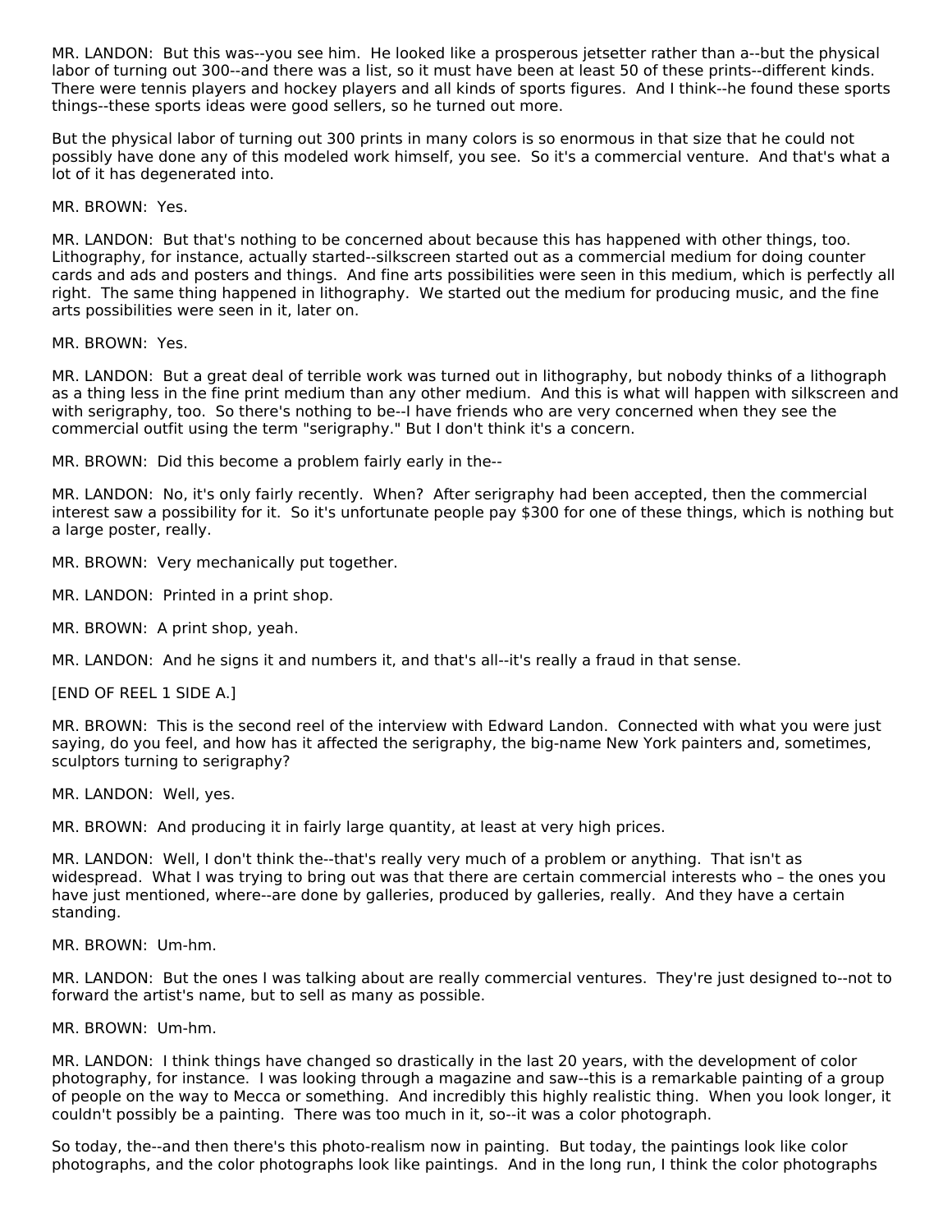MR. LANDON: But this was--you see him. He looked like a prosperous jetsetter rather than a--but the physical labor of turning out 300--and there was a list, so it must have been at least 50 of these prints--different kinds. There were tennis players and hockey players and all kinds of sports figures. And I think--he found these sports things--these sports ideas were good sellers, so he turned out more.

But the physical labor of turning out 300 prints in many colors is so enormous in that size that he could not possibly have done any of this modeled work himself, you see. So it's a commercial venture. And that's what a lot of it has degenerated into.

MR. BROWN: Yes.

MR. LANDON: But that's nothing to be concerned about because this has happened with other things, too. Lithography, for instance, actually started--silkscreen started out as a commercial medium for doing counter cards and ads and posters and things. And fine arts possibilities were seen in this medium, which is perfectly all right. The same thing happened in lithography. We started out the medium for producing music, and the fine arts possibilities were seen in it, later on.

MR. BROWN: Yes.

MR. LANDON: But a great deal of terrible work was turned out in lithography, but nobody thinks of a lithograph as a thing less in the fine print medium than any other medium. And this is what will happen with silkscreen and with serigraphy, too. So there's nothing to be--I have friends who are very concerned when they see the commercial outfit using the term "serigraphy." But I don't think it's a concern.

MR. BROWN: Did this become a problem fairly early in the--

MR. LANDON: No, it's only fairly recently. When? After serigraphy had been accepted, then the commercial interest saw a possibility for it. So it's unfortunate people pay $300 for one of these things, which is nothing but a large poster, really.

MR. BROWN: Very mechanically put together.

MR. LANDON: Printed in a print shop.

MR. BROWN: A print shop, yeah.

MR. LANDON: And he signs it and numbers it, and that's all--it's really a fraud in that sense.

[END OF REEL 1 SIDE A.]

MR. BROWN: This is the second reel of the interview with Edward Landon. Connected with what you were just saying, do you feel, and how has it affected the serigraphy, the big-name New York painters and, sometimes, sculptors turning to serigraphy?

MR. LANDON: Well, yes.

MR. BROWN: And producing it in fairly large quantity, at least at very high prices.

MR. LANDON: Well, I don't think the--that's really very much of a problem or anything. That isn't as widespread. What I was trying to bring out was that there are certain commercial interests who – the ones you have just mentioned, where--are done by galleries, produced by galleries, really. And they have a certain standing.

MR. BROWN: Um-hm.

MR. LANDON: But the ones I was talking about are really commercial ventures. They're just designed to--not to forward the artist's name, but to sell as many as possible.

MR. BROWN: Um-hm.

MR. LANDON: I think things have changed so drastically in the last 20 years, with the development of color photography, for instance. I was looking through a magazine and saw--this is a remarkable painting of a group of people on the way to Mecca or something. And incredibly this highly realistic thing. When you look longer, it couldn't possibly be a painting. There was too much in it, so--it was a color photograph.

So today, the--and then there's this photo-realism now in painting. But today, the paintings look like color photographs, and the color photographs look like paintings. And in the long run, I think the color photographs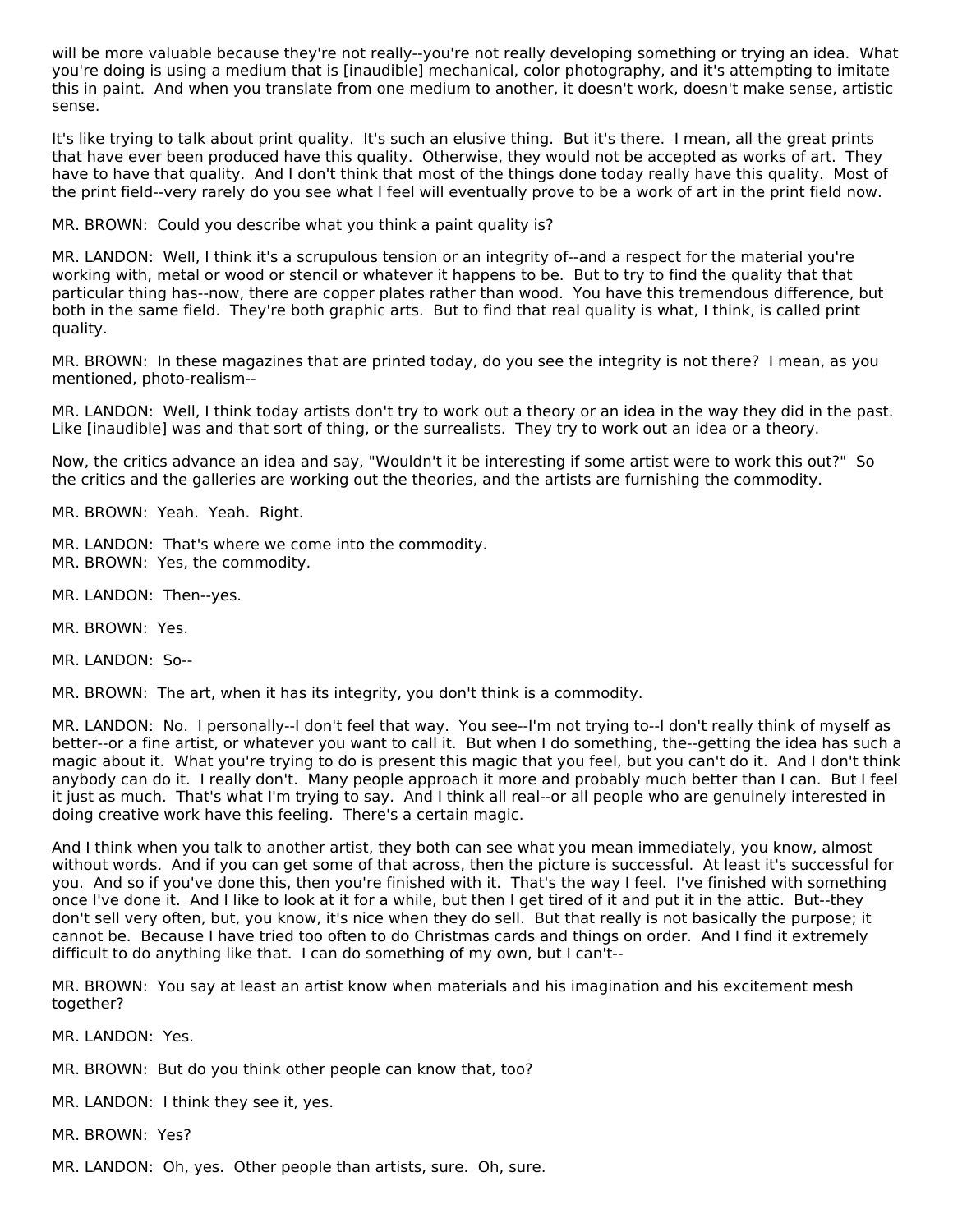will be more valuable because they're not really--you're not really developing something or trying an idea. What you're doing is using a medium that is [inaudible] mechanical, color photography, and it's attempting to imitate this in paint. And when you translate from one medium to another, it doesn't work, doesn't make sense, artistic sense.

It's like trying to talk about print quality. It's such an elusive thing. But it's there. I mean, all the great prints that have ever been produced have this quality. Otherwise, they would not be accepted as works of art. They have to have that quality. And I don't think that most of the things done today really have this quality. Most of the print field--very rarely do you see what I feel will eventually prove to be a work of art in the print field now.

MR. BROWN: Could you describe what you think a paint quality is?

MR. LANDON: Well, I think it's a scrupulous tension or an integrity of--and a respect for the material you're working with, metal or wood or stencil or whatever it happens to be. But to try to find the quality that that particular thing has--now, there are copper plates rather than wood. You have this tremendous difference, but both in the same field. They're both graphic arts. But to find that real quality is what, I think, is called print quality.

MR. BROWN: In these magazines that are printed today, do you see the integrity is not there? I mean, as you mentioned, photo-realism--

MR. LANDON: Well, I think today artists don't try to work out a theory or an idea in the way they did in the past. Like [inaudible] was and that sort of thing, or the surrealists. They try to work out an idea or a theory.

Now, the critics advance an idea and say, "Wouldn't it be interesting if some artist were to work this out?" So the critics and the galleries are working out the theories, and the artists are furnishing the commodity.

MR. BROWN: Yeah. Yeah. Right.

MR. LANDON: That's where we come into the commodity.
MR. BROWN: Yes, the commodity.

MR. LANDON: Then--yes.

MR. BROWN: Yes.

MR. LANDON: So--

MR. BROWN: The art, when it has its integrity, you don't think is a commodity.

MR. LANDON: No. I personally--I don't feel that way. You see--I'm not trying to--I don't really think of myself as better--or a fine artist, or whatever you want to call it. But when I do something, the--getting the idea has such a magic about it. What you're trying to do is present this magic that you feel, but you can't do it. And I don't think anybody can do it. I really don't. Many people approach it more and probably much better than I can. But I feel it just as much. That's what I'm trying to say. And I think all real--or all people who are genuinely interested in doing creative work have this feeling. There's a certain magic.

And I think when you talk to another artist, they both can see what you mean immediately, you know, almost without words. And if you can get some of that across, then the picture is successful. At least it's successful for you. And so if you've done this, then you're finished with it. That's the way I feel. I've finished with something once I've done it. And I like to look at it for a while, but then I get tired of it and put it in the attic. But--they don't sell very often, but, you know, it's nice when they do sell. But that really is not basically the purpose; it cannot be. Because I have tried too often to do Christmas cards and things on order. And I find it extremely difficult to do anything like that. I can do something of my own, but I can't--

MR. BROWN: You say at least an artist know when materials and his imagination and his excitement mesh together?

MR. LANDON: Yes.

MR. BROWN: But do you think other people can know that, too?

MR. LANDON: I think they see it, yes.

MR. BROWN: Yes?

MR. LANDON: Oh, yes. Other people than artists, sure. Oh, sure.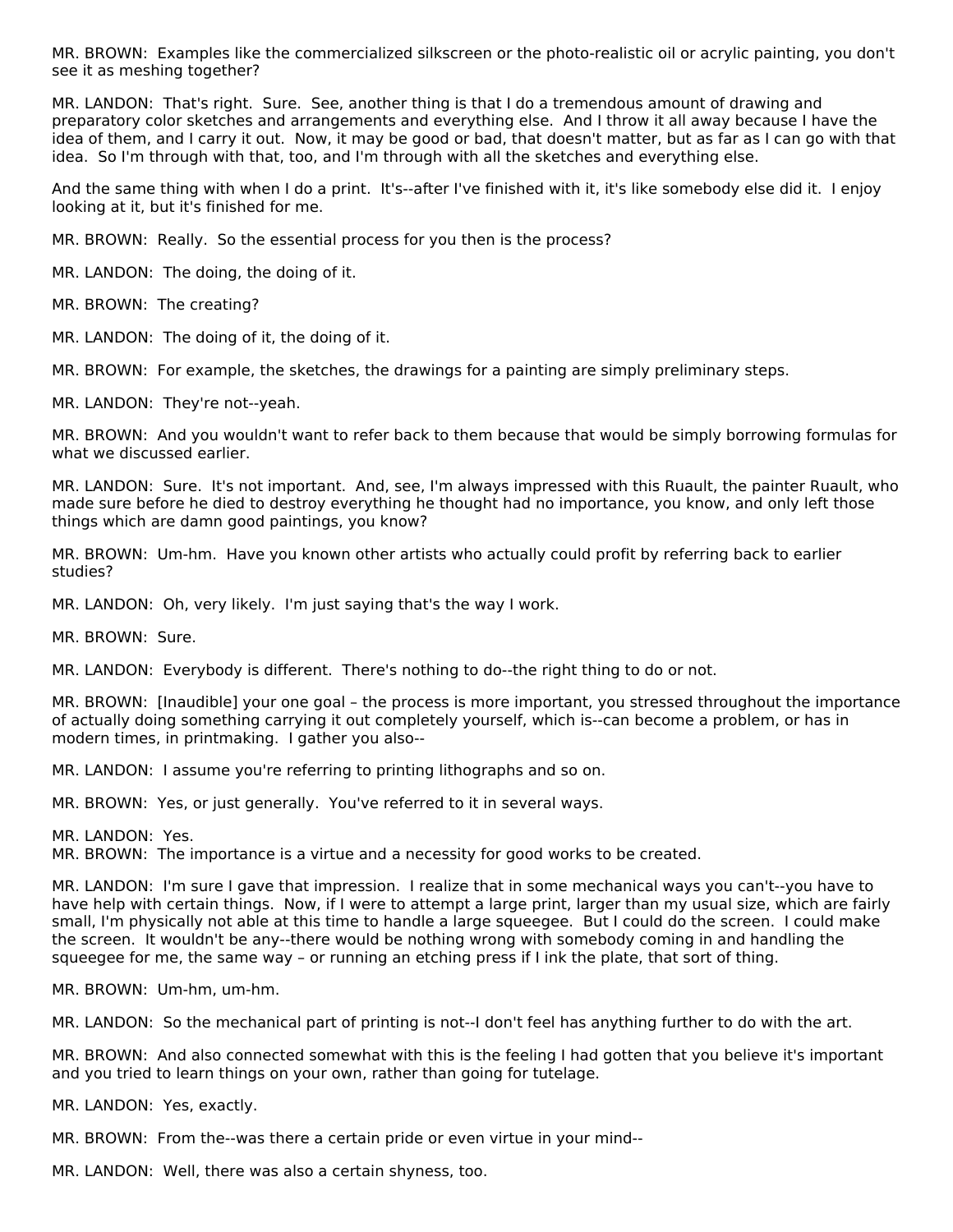MR. BROWN: Examples like the commercialized silkscreen or the photo-realistic oil or acrylic painting, you don't see it as meshing together?

MR. LANDON: That's right. Sure. See, another thing is that I do a tremendous amount of drawing and preparatory color sketches and arrangements and everything else. And I throw it all away because I have the idea of them, and I carry it out. Now, it may be good or bad, that doesn't matter, but as far as I can go with that idea. So I'm through with that, too, and I'm through with all the sketches and everything else.

And the same thing with when I do a print. It's--after I've finished with it, it's like somebody else did it. I enjoy looking at it, but it's finished for me.

MR. BROWN: Really. So the essential process for you then is the process?

MR. LANDON: The doing, the doing of it.

MR. BROWN: The creating?

MR. LANDON: The doing of it, the doing of it.

MR. BROWN: For example, the sketches, the drawings for a painting are simply preliminary steps.

MR. LANDON: They're not--yeah.

MR. BROWN: And you wouldn't want to refer back to them because that would be simply borrowing formulas for what we discussed earlier.

MR. LANDON: Sure. It's not important. And, see, I'm always impressed with this Ruault, the painter Ruault, who made sure before he died to destroy everything he thought had no importance, you know, and only left those things which are damn good paintings, you know?

MR. BROWN: Um-hm. Have you known other artists who actually could profit by referring back to earlier studies?

MR. LANDON: Oh, very likely. I'm just saying that's the way I work.

MR. BROWN: Sure.

MR. LANDON: Everybody is different. There's nothing to do--the right thing to do or not.

MR. BROWN: [Inaudible] your one goal – the process is more important, you stressed throughout the importance of actually doing something carrying it out completely yourself, which is--can become a problem, or has in modern times, in printmaking. I gather you also--

MR. LANDON: I assume you're referring to printing lithographs and so on.

MR. BROWN: Yes, or just generally. You've referred to it in several ways.

MR. LANDON: Yes.

MR. BROWN: The importance is a virtue and a necessity for good works to be created.

MR. LANDON: I'm sure I gave that impression. I realize that in some mechanical ways you can't--you have to have help with certain things. Now, if I were to attempt a large print, larger than my usual size, which are fairly small, I'm physically not able at this time to handle a large squeegee. But I could do the screen. I could make the screen. It wouldn't be any--there would be nothing wrong with somebody coming in and handling the squeegee for me, the same way – or running an etching press if I ink the plate, that sort of thing.

MR. BROWN: Um-hm, um-hm.

MR. LANDON: So the mechanical part of printing is not--I don't feel has anything further to do with the art.

MR. BROWN: And also connected somewhat with this is the feeling I had gotten that you believe it's important and you tried to learn things on your own, rather than going for tutelage.

MR. LANDON: Yes, exactly.

MR. BROWN: From the--was there a certain pride or even virtue in your mind--

MR. LANDON: Well, there was also a certain shyness, too.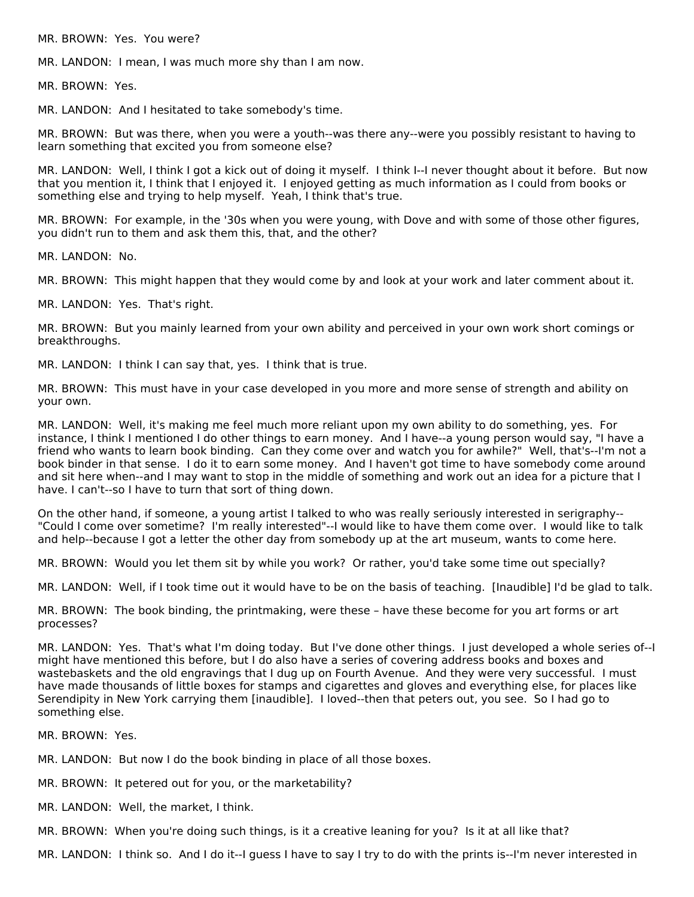MR. BROWN: Yes. You were?

MR. LANDON: I mean, I was much more shy than I am now.

MR. BROWN: Yes.

MR. LANDON: And I hesitated to take somebody's time.

MR. BROWN: But was there, when you were a youth--was there any--were you possibly resistant to having to learn something that excited you from someone else?

MR. LANDON: Well, I think I got a kick out of doing it myself. I think I--I never thought about it before. But now that you mention it, I think that I enjoyed it. I enjoyed getting as much information as I could from books or something else and trying to help myself. Yeah, I think that's true.

MR. BROWN: For example, in the '30s when you were young, with Dove and with some of those other figures, you didn't run to them and ask them this, that, and the other?

MR. LANDON: No.

MR. BROWN: This might happen that they would come by and look at your work and later comment about it.

MR. LANDON: Yes. That's right.

MR. BROWN: But you mainly learned from your own ability and perceived in your own work short comings or breakthroughs.

MR. LANDON: I think I can say that, yes. I think that is true.

MR. BROWN: This must have in your case developed in you more and more sense of strength and ability on your own.

MR. LANDON: Well, it's making me feel much more reliant upon my own ability to do something, yes. For instance, I think I mentioned I do other things to earn money. And I have--a young person would say, "I have a friend who wants to learn book binding. Can they come over and watch you for awhile?" Well, that's--I'm not a book binder in that sense. I do it to earn some money. And I haven't got time to have somebody come around and sit here when--and I may want to stop in the middle of something and work out an idea for a picture that I have. I can't--so I have to turn that sort of thing down.

On the other hand, if someone, a young artist I talked to who was really seriously interested in serigraphy--"Could I come over sometime? I'm really interested"--I would like to have them come over. I would like to talk and help--because I got a letter the other day from somebody up at the art museum, wants to come here.

MR. BROWN: Would you let them sit by while you work? Or rather, you'd take some time out specially?

MR. LANDON: Well, if I took time out it would have to be on the basis of teaching. [Inaudible] I'd be glad to talk.

MR. BROWN: The book binding, the printmaking, were these – have these become for you art forms or art processes?

MR. LANDON: Yes. That's what I'm doing today. But I've done other things. I just developed a whole series of--I might have mentioned this before, but I do also have a series of covering address books and boxes and wastebaskets and the old engravings that I dug up on Fourth Avenue. And they were very successful. I must have made thousands of little boxes for stamps and cigarettes and gloves and everything else, for places like Serendipity in New York carrying them [inaudible]. I loved--then that peters out, you see. So I had go to something else.

MR. BROWN: Yes.

MR. LANDON: But now I do the book binding in place of all those boxes.

MR. BROWN: It petered out for you, or the marketability?

MR. LANDON: Well, the market, I think.

MR. BROWN: When you're doing such things, is it a creative leaning for you? Is it at all like that?

MR. LANDON: I think so. And I do it--I guess I have to say I try to do with the prints is--I'm never interested in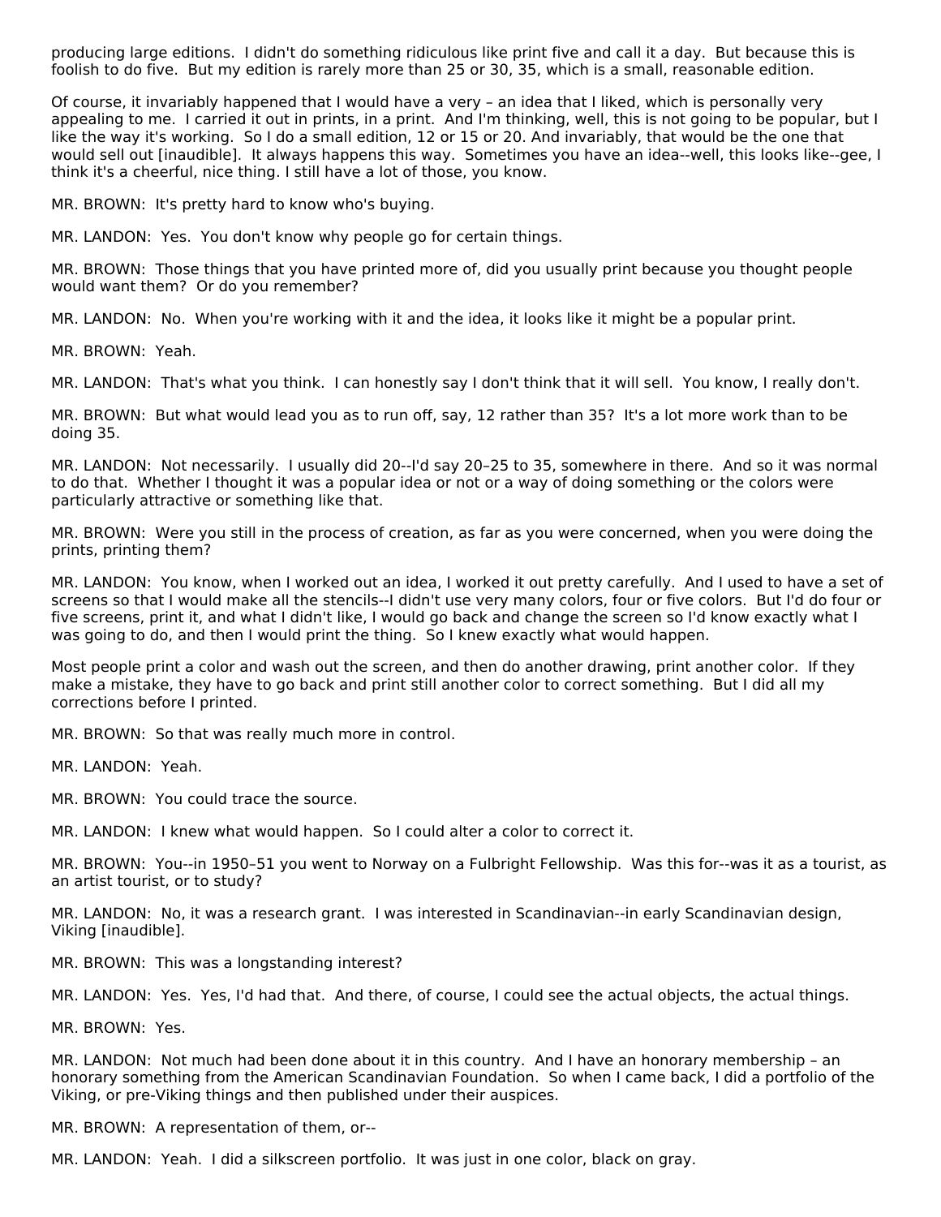producing large editions. I didn't do something ridiculous like print five and call it a day. But because this is foolish to do five. But my edition is rarely more than 25 or 30, 35, which is a small, reasonable edition.

Of course, it invariably happened that I would have a very – an idea that I liked, which is personally very appealing to me. I carried it out in prints, in a print. And I'm thinking, well, this is not going to be popular, but I like the way it's working. So I do a small edition, 12 or 15 or 20. And invariably, that would be the one that would sell out [inaudible]. It always happens this way. Sometimes you have an idea--well, this looks like--gee, I think it's a cheerful, nice thing. I still have a lot of those, you know.

MR. BROWN: It's pretty hard to know who's buying.

MR. LANDON: Yes. You don't know why people go for certain things.

MR. BROWN: Those things that you have printed more of, did you usually print because you thought people would want them? Or do you remember?

MR. LANDON: No. When you're working with it and the idea, it looks like it might be a popular print.

MR. BROWN: Yeah.

MR. LANDON: That's what you think. I can honestly say I don't think that it will sell. You know, I really don't.

MR. BROWN: But what would lead you as to run off, say, 12 rather than 35? It's a lot more work than to be doing 35.

MR. LANDON: Not necessarily. I usually did 20--I'd say 20–25 to 35, somewhere in there. And so it was normal to do that. Whether I thought it was a popular idea or not or a way of doing something or the colors were particularly attractive or something like that.

MR. BROWN: Were you still in the process of creation, as far as you were concerned, when you were doing the prints, printing them?

MR. LANDON: You know, when I worked out an idea, I worked it out pretty carefully. And I used to have a set of screens so that I would make all the stencils--I didn't use very many colors, four or five colors. But I'd do four or five screens, print it, and what I didn't like, I would go back and change the screen so I'd know exactly what I was going to do, and then I would print the thing. So I knew exactly what would happen.

Most people print a color and wash out the screen, and then do another drawing, print another color. If they make a mistake, they have to go back and print still another color to correct something. But I did all my corrections before I printed.

MR. BROWN: So that was really much more in control.

MR. LANDON: Yeah.

MR. BROWN: You could trace the source.

MR. LANDON: I knew what would happen. So I could alter a color to correct it.

MR. BROWN: You--in 1950–51 you went to Norway on a Fulbright Fellowship. Was this for--was it as a tourist, as an artist tourist, or to study?

MR. LANDON: No, it was a research grant. I was interested in Scandinavian--in early Scandinavian design, Viking [inaudible].

MR. BROWN: This was a longstanding interest?

MR. LANDON: Yes. Yes, I'd had that. And there, of course, I could see the actual objects, the actual things.

MR. BROWN: Yes.

MR. LANDON: Not much had been done about it in this country. And I have an honorary membership – an honorary something from the American Scandinavian Foundation. So when I came back, I did a portfolio of the Viking, or pre-Viking things and then published under their auspices.

MR. BROWN: A representation of them, or--

MR. LANDON: Yeah. I did a silkscreen portfolio. It was just in one color, black on gray.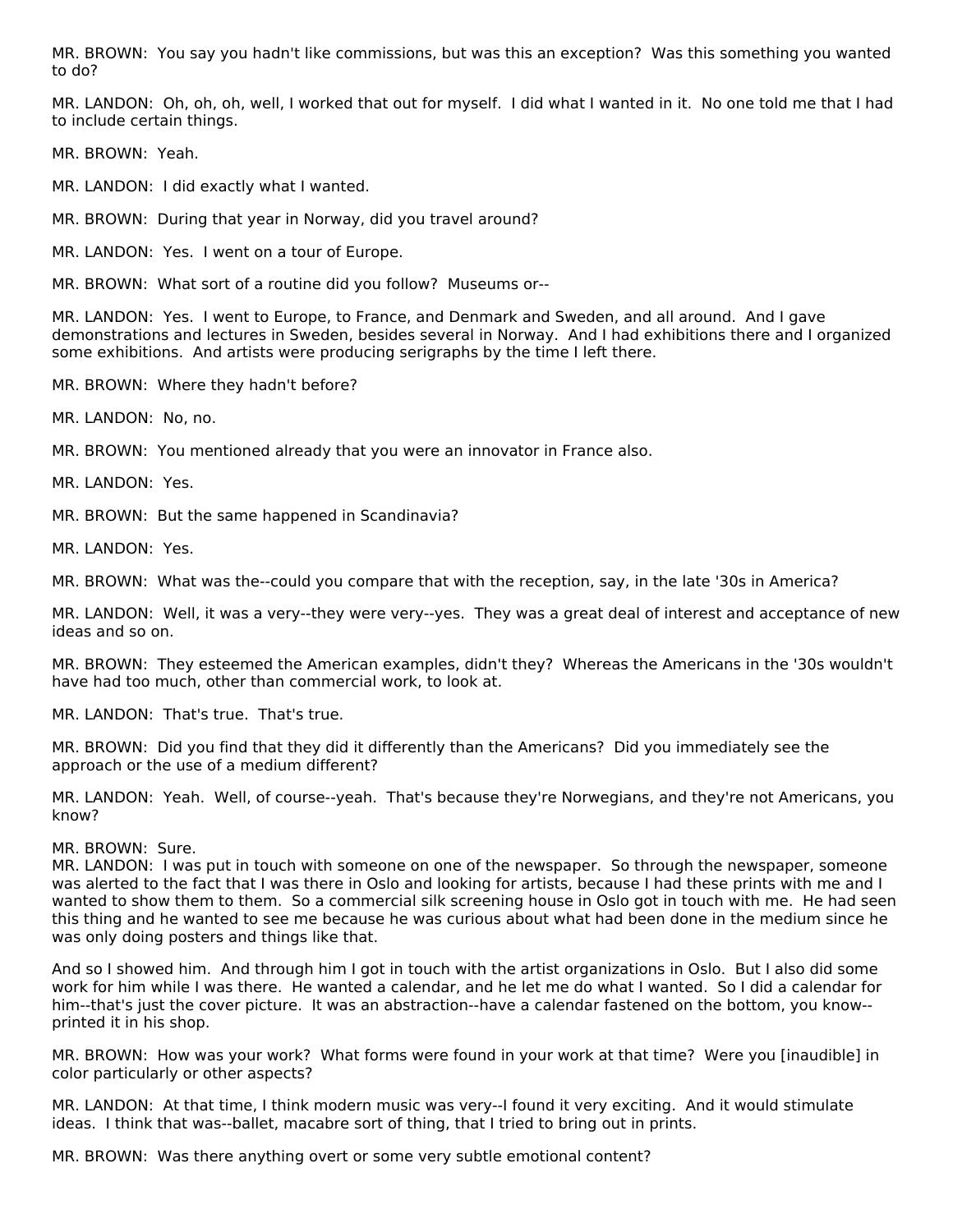MR. BROWN: You say you hadn't like commissions, but was this an exception? Was this something you wanted to do?

MR. LANDON: Oh, oh, oh, well, I worked that out for myself. I did what I wanted in it. No one told me that I had to include certain things.

MR. BROWN: Yeah.

MR. LANDON: I did exactly what I wanted.

MR. BROWN: During that year in Norway, did you travel around?

MR. LANDON: Yes. I went on a tour of Europe.

MR. BROWN: What sort of a routine did you follow? Museums or--

MR. LANDON: Yes. I went to Europe, to France, and Denmark and Sweden, and all around. And I gave demonstrations and lectures in Sweden, besides several in Norway. And I had exhibitions there and I organized some exhibitions. And artists were producing serigraphs by the time I left there.

MR. BROWN: Where they hadn't before?

MR. LANDON: No, no.

MR. BROWN: You mentioned already that you were an innovator in France also.

MR. LANDON: Yes.

MR. BROWN: But the same happened in Scandinavia?

MR. LANDON: Yes.

MR. BROWN: What was the--could you compare that with the reception, say, in the late '30s in America?

MR. LANDON: Well, it was a very--they were very--yes. They was a great deal of interest and acceptance of new ideas and so on.

MR. BROWN: They esteemed the American examples, didn't they? Whereas the Americans in the '30s wouldn't have had too much, other than commercial work, to look at.

MR. LANDON: That's true. That's true.

MR. BROWN: Did you find that they did it differently than the Americans? Did you immediately see the approach or the use of a medium different?

MR. LANDON: Yeah. Well, of course--yeah. That's because they're Norwegians, and they're not Americans, you know?

MR. BROWN: Sure.

MR. LANDON: I was put in touch with someone on one of the newspaper. So through the newspaper, someone was alerted to the fact that I was there in Oslo and looking for artists, because I had these prints with me and I wanted to show them to them. So a commercial silk screening house in Oslo got in touch with me. He had seen this thing and he wanted to see me because he was curious about what had been done in the medium since he was only doing posters and things like that.

And so I showed him. And through him I got in touch with the artist organizations in Oslo. But I also did some work for him while I was there. He wanted a calendar, and he let me do what I wanted. So I did a calendar for him--that's just the cover picture. It was an abstraction--have a calendar fastened on the bottom, you know--printed it in his shop.

MR. BROWN: How was your work? What forms were found in your work at that time? Were you [inaudible] in color particularly or other aspects?

MR. LANDON: At that time, I think modern music was very--I found it very exciting. And it would stimulate ideas. I think that was--ballet, macabre sort of thing, that I tried to bring out in prints.

MR. BROWN: Was there anything overt or some very subtle emotional content?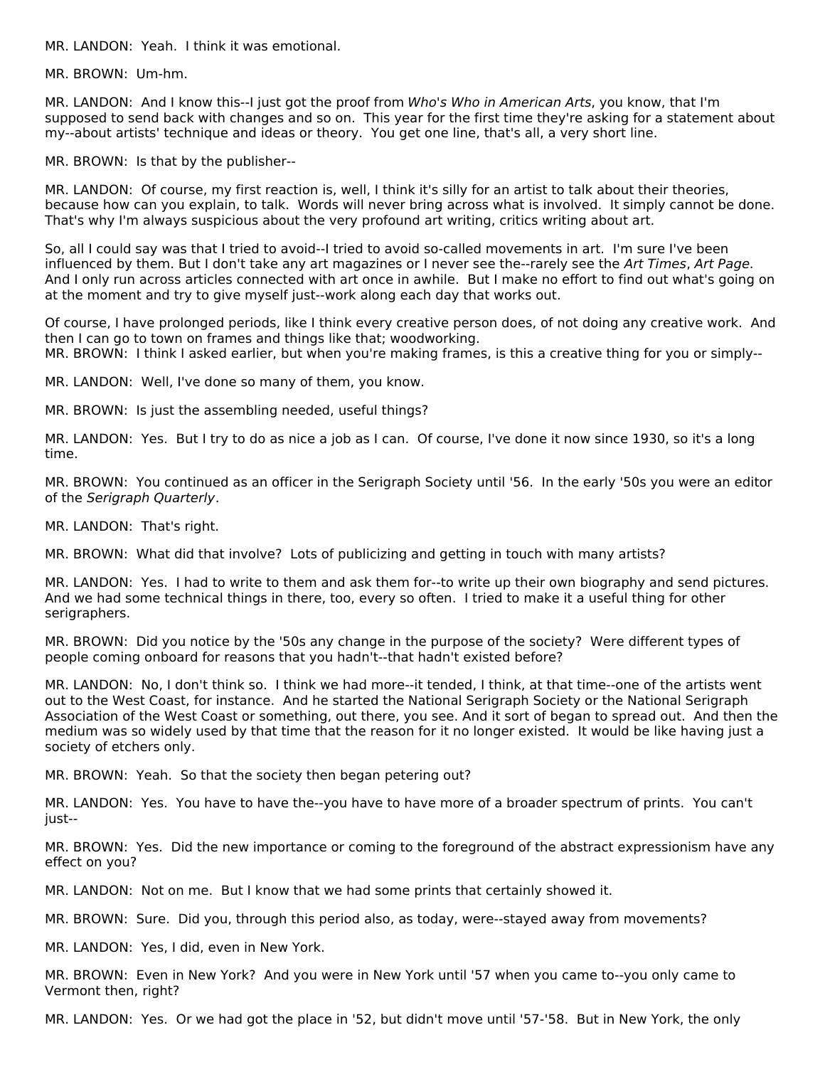MR. LANDON: Yeah. I think it was emotional.

MR. BROWN: Um-hm.

MR. LANDON: And I know this--I just got the proof from *Who's Who in American Arts*, you know, that I'm supposed to send back with changes and so on. This year for the first time they're asking for a statement about my--about artists' technique and ideas or theory. You get one line, that's all, a very short line.

MR. BROWN: Is that by the publisher--

MR. LANDON: Of course, my first reaction is, well, I think it's silly for an artist to talk about their theories, because how can you explain, to talk. Words will never bring across what is involved. It simply cannot be done. That's why I'm always suspicious about the very profound art writing, critics writing about art.

So, all I could say was that I tried to avoid--I tried to avoid so-called movements in art. I'm sure I've been influenced by them. But I don't take any art magazines or I never see the--rarely see the *Art Times*, *Art Page*. And I only run across articles connected with art once in awhile. But I make no effort to find out what's going on at the moment and try to give myself just--work along each day that works out.

Of course, I have prolonged periods, like I think every creative person does, of not doing any creative work. And then I can go to town on frames and things like that; woodworking.

MR. BROWN: I think I asked earlier, but when you're making frames, is this a creative thing for you or simply--

MR. LANDON: Well, I've done so many of them, you know.

MR. BROWN: Is just the assembling needed, useful things?

MR. LANDON: Yes. But I try to do as nice a job as I can. Of course, I've done it now since 1930, so it's a long time.

MR. BROWN: You continued as an officer in the Serigraph Society until '56. In the early '50s you were an editor of the *Serigraph Quarterly*.

MR. LANDON: That's right.

MR. BROWN: What did that involve? Lots of publicizing and getting in touch with many artists?

MR. LANDON: Yes. I had to write to them and ask them for--to write up their own biography and send pictures. And we had some technical things in there, too, every so often. I tried to make it a useful thing for other serigraphers.

MR. BROWN: Did you notice by the '50s any change in the purpose of the society? Were different types of people coming onboard for reasons that you hadn't--that hadn't existed before?

MR. LANDON: No, I don't think so. I think we had more--it tended, I think, at that time--one of the artists went out to the West Coast, for instance. And he started the National Serigraph Society or the National Serigraph Association of the West Coast or something, out there, you see. And it sort of began to spread out. And then the medium was so widely used by that time that the reason for it no longer existed. It would be like having just a society of etchers only.

MR. BROWN: Yeah. So that the society then began petering out?

MR. LANDON: Yes. You have to have the--you have to have more of a broader spectrum of prints. You can't just--

MR. BROWN: Yes. Did the new importance or coming to the foreground of the abstract expressionism have any effect on you?

MR. LANDON: Not on me. But I know that we had some prints that certainly showed it.

MR. BROWN: Sure. Did you, through this period also, as today, were--stayed away from movements?

MR. LANDON: Yes, I did, even in New York.

MR. BROWN: Even in New York? And you were in New York until '57 when you came to--you only came to Vermont then, right?

MR. LANDON: Yes. Or we had got the place in '52, but didn't move until '57-'58. But in New York, the only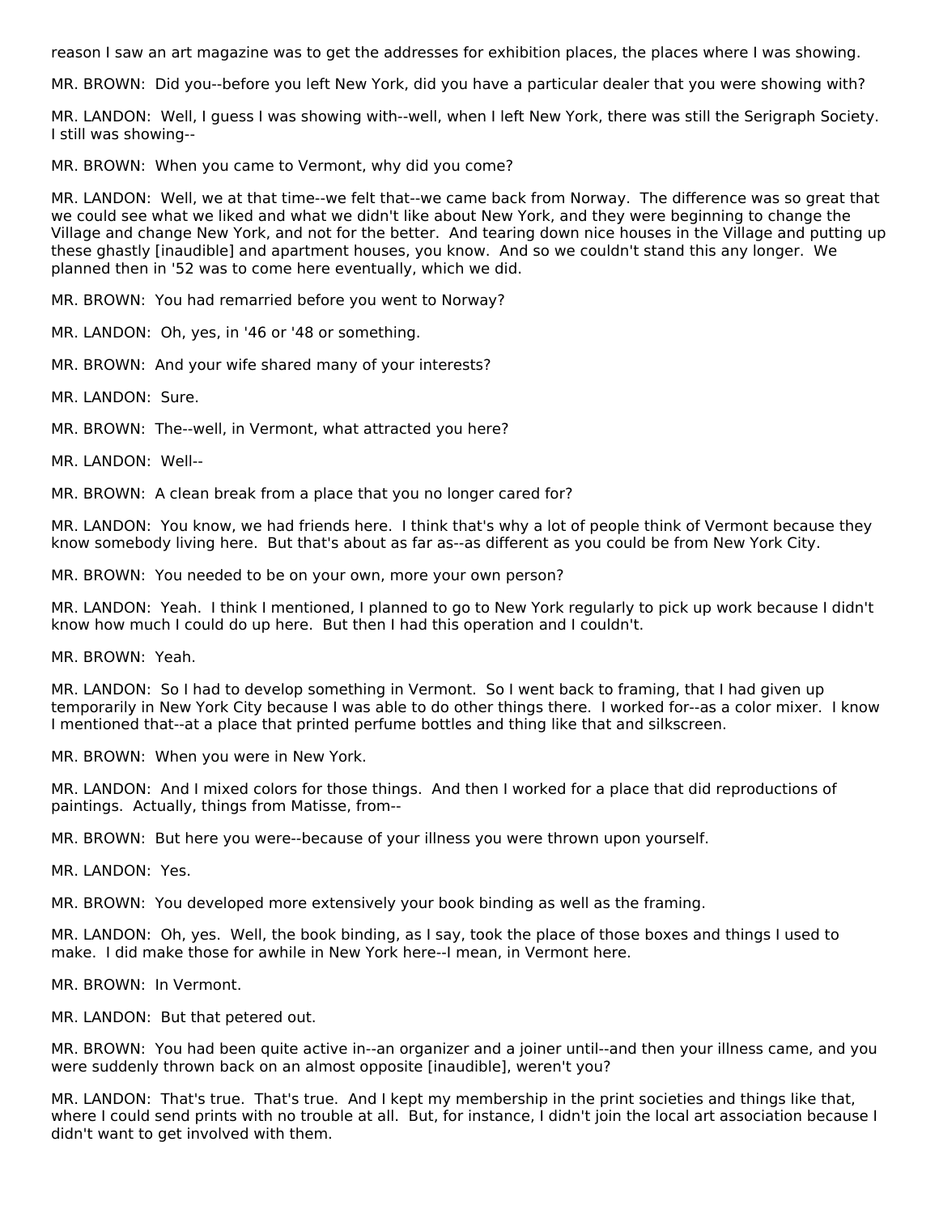reason I saw an art magazine was to get the addresses for exhibition places, the places where I was showing.

MR. BROWN: Did you--before you left New York, did you have a particular dealer that you were showing with?

MR. LANDON: Well, I guess I was showing with--well, when I left New York, there was still the Serigraph Society. I still was showing--

MR. BROWN: When you came to Vermont, why did you come?

MR. LANDON: Well, we at that time--we felt that--we came back from Norway. The difference was so great that we could see what we liked and what we didn't like about New York, and they were beginning to change the Village and change New York, and not for the better. And tearing down nice houses in the Village and putting up these ghastly [inaudible] and apartment houses, you know. And so we couldn't stand this any longer. We planned then in '52 was to come here eventually, which we did.

MR. BROWN: You had remarried before you went to Norway?

MR. LANDON: Oh, yes, in '46 or '48 or something.

MR. BROWN: And your wife shared many of your interests?

MR. LANDON: Sure.

MR. BROWN: The--well, in Vermont, what attracted you here?

MR. LANDON: Well--

MR. BROWN: A clean break from a place that you no longer cared for?

MR. LANDON: You know, we had friends here. I think that's why a lot of people think of Vermont because they know somebody living here. But that's about as far as--as different as you could be from New York City.

MR. BROWN: You needed to be on your own, more your own person?

MR. LANDON: Yeah. I think I mentioned, I planned to go to New York regularly to pick up work because I didn't know how much I could do up here. But then I had this operation and I couldn't.

MR. BROWN: Yeah.

MR. LANDON: So I had to develop something in Vermont. So I went back to framing, that I had given up temporarily in New York City because I was able to do other things there. I worked for--as a color mixer. I know I mentioned that--at a place that printed perfume bottles and thing like that and silkscreen.

MR. BROWN: When you were in New York.

MR. LANDON: And I mixed colors for those things. And then I worked for a place that did reproductions of paintings. Actually, things from Matisse, from--

MR. BROWN: But here you were--because of your illness you were thrown upon yourself.

MR. LANDON: Yes.

MR. BROWN: You developed more extensively your book binding as well as the framing.

MR. LANDON: Oh, yes. Well, the book binding, as I say, took the place of those boxes and things I used to make. I did make those for awhile in New York here--I mean, in Vermont here.

MR. BROWN: In Vermont.

MR. LANDON: But that petered out.

MR. BROWN: You had been quite active in--an organizer and a joiner until--and then your illness came, and you were suddenly thrown back on an almost opposite [inaudible], weren't you?

MR. LANDON: That's true. That's true. And I kept my membership in the print societies and things like that, where I could send prints with no trouble at all. But, for instance, I didn't join the local art association because I didn't want to get involved with them.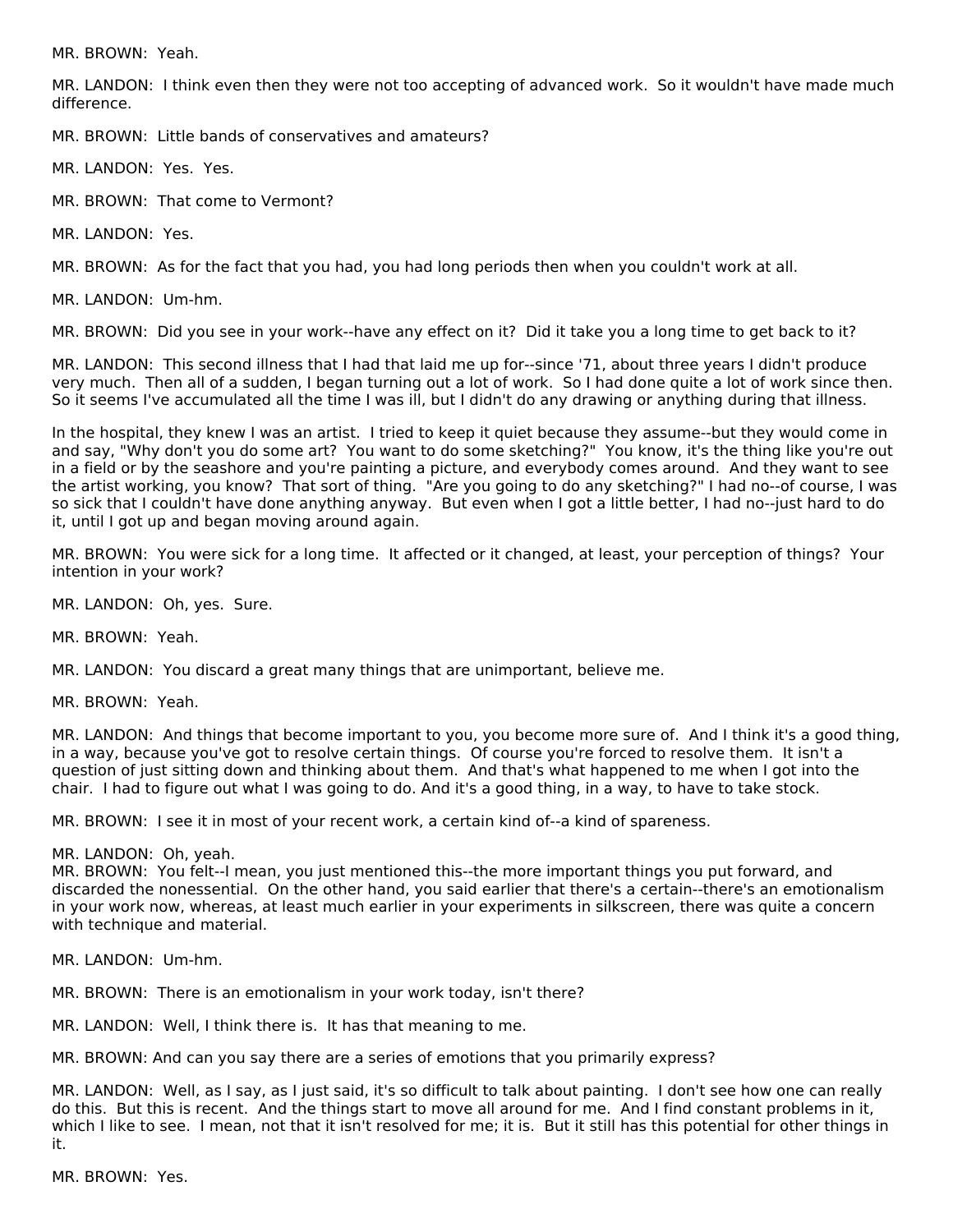MR. BROWN:  Yeah.

MR. LANDON:  I think even then they were not too accepting of advanced work.  So it wouldn't have made much difference.

MR. BROWN:  Little bands of conservatives and amateurs?

MR. LANDON:  Yes.  Yes.

MR. BROWN:  That come to Vermont?

MR. LANDON:  Yes.

MR. BROWN:  As for the fact that you had, you had long periods then when you couldn't work at all.

MR. LANDON:  Um-hm.

MR. BROWN:  Did you see in your work--have any effect on it?  Did it take you a long time to get back to it?

MR. LANDON:  This second illness that I had that laid me up for--since '71, about three years I didn't produce very much.  Then all of a sudden, I began turning out a lot of work.  So I had done quite a lot of work since then.  So it seems I've accumulated all the time I was ill, but I didn't do any drawing or anything during that illness.

In the hospital, they knew I was an artist.  I tried to keep it quiet because they assume--but they would come in and say, "Why don't you do some art?  You want to do some sketching?"  You know, it's the thing like you're out in a field or by the seashore and you're painting a picture, and everybody comes around.  And they want to see the artist working, you know?  That sort of thing.  "Are you going to do any sketching?" I had no--of course, I was so sick that I couldn't have done anything anyway.  But even when I got a little better, I had no--just hard to do it, until I got up and began moving around again.

MR. BROWN:  You were sick for a long time.  It affected or it changed, at least, your perception of things?  Your intention in your work?

MR. LANDON:  Oh, yes.  Sure.

MR. BROWN:  Yeah.

MR. LANDON:  You discard a great many things that are unimportant, believe me.

MR. BROWN:  Yeah.

MR. LANDON:  And things that become important to you, you become more sure of.  And I think it's a good thing, in a way, because you've got to resolve certain things.  Of course you're forced to resolve them.  It isn't a question of just sitting down and thinking about them.  And that's what happened to me when I got into the chair.  I had to figure out what I was going to do. And it's a good thing, in a way, to have to take stock.

MR. BROWN:  I see it in most of your recent work, a certain kind of--a kind of spareness.

MR. LANDON:  Oh, yeah.

MR. BROWN:  You felt--I mean, you just mentioned this--the more important things you put forward, and discarded the nonessential.  On the other hand, you said earlier that there's a certain--there's an emotionalism in your work now, whereas, at least much earlier in your experiments in silkscreen, there was quite a concern with technique and material.

MR. LANDON:  Um-hm.

MR. BROWN:  There is an emotionalism in your work today, isn't there?

MR. LANDON:  Well, I think there is.  It has that meaning to me.

MR. BROWN: And can you say there are a series of emotions that you primarily express?

MR. LANDON:  Well, as I say, as I just said, it's so difficult to talk about painting.  I don't see how one can really do this.  But this is recent.  And the things start to move all around for me.  And I find constant problems in it, which I like to see.  I mean, not that it isn't resolved for me; it is.  But it still has this potential for other things in it.

MR. BROWN:  Yes.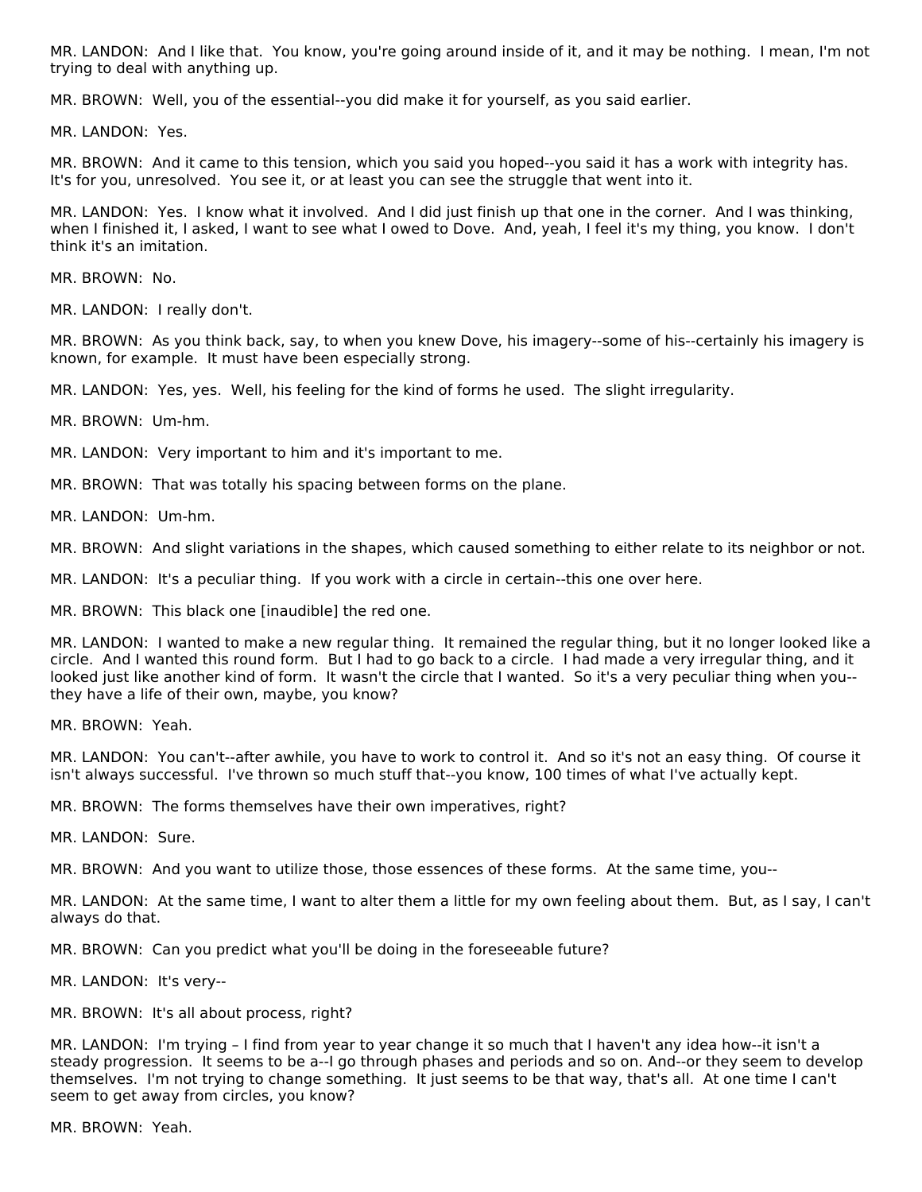MR. LANDON: And I like that. You know, you're going around inside of it, and it may be nothing. I mean, I'm not trying to deal with anything up.

MR. BROWN: Well, you of the essential--you did make it for yourself, as you said earlier.

MR. LANDON: Yes.

MR. BROWN: And it came to this tension, which you said you hoped--you said it has a work with integrity has. It's for you, unresolved. You see it, or at least you can see the struggle that went into it.

MR. LANDON: Yes. I know what it involved. And I did just finish up that one in the corner. And I was thinking, when I finished it, I asked, I want to see what I owed to Dove. And, yeah, I feel it's my thing, you know. I don't think it's an imitation.

MR. BROWN: No.

MR. LANDON: I really don't.

MR. BROWN: As you think back, say, to when you knew Dove, his imagery--some of his--certainly his imagery is known, for example. It must have been especially strong.

MR. LANDON: Yes, yes. Well, his feeling for the kind of forms he used. The slight irregularity.

MR. BROWN: Um-hm.

MR. LANDON: Very important to him and it's important to me.

MR. BROWN: That was totally his spacing between forms on the plane.

MR. LANDON: Um-hm.

MR. BROWN: And slight variations in the shapes, which caused something to either relate to its neighbor or not.

MR. LANDON: It's a peculiar thing. If you work with a circle in certain--this one over here.

MR. BROWN: This black one [inaudible] the red one.

MR. LANDON: I wanted to make a new regular thing. It remained the regular thing, but it no longer looked like a circle. And I wanted this round form. But I had to go back to a circle. I had made a very irregular thing, and it looked just like another kind of form. It wasn't the circle that I wanted. So it's a very peculiar thing when you--they have a life of their own, maybe, you know?

MR. BROWN: Yeah.

MR. LANDON: You can't--after awhile, you have to work to control it. And so it's not an easy thing. Of course it isn't always successful. I've thrown so much stuff that--you know, 100 times of what I've actually kept.

MR. BROWN: The forms themselves have their own imperatives, right?

MR. LANDON: Sure.

MR. BROWN: And you want to utilize those, those essences of these forms. At the same time, you--

MR. LANDON: At the same time, I want to alter them a little for my own feeling about them. But, as I say, I can't always do that.

MR. BROWN: Can you predict what you'll be doing in the foreseeable future?

MR. LANDON: It's very--

MR. BROWN: It's all about process, right?

MR. LANDON: I'm trying – I find from year to year change it so much that I haven't any idea how--it isn't a steady progression. It seems to be a--I go through phases and periods and so on. And--or they seem to develop themselves. I'm not trying to change something. It just seems to be that way, that's all. At one time I can't seem to get away from circles, you know?

MR. BROWN: Yeah.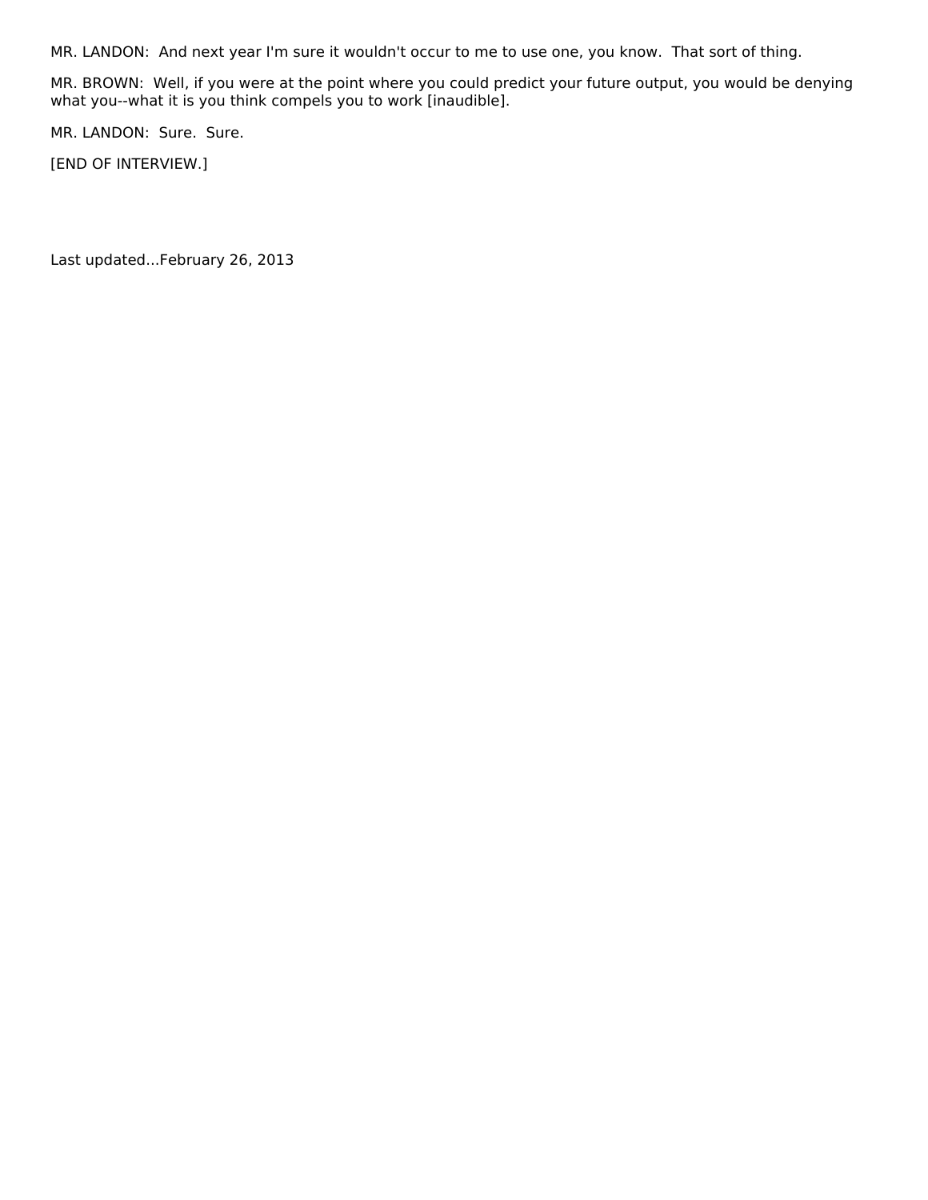MR. LANDON: And next year I'm sure it wouldn't occur to me to use one, you know. That sort of thing.

MR. BROWN: Well, if you were at the point where you could predict your future output, you would be denying what you--what it is you think compels you to work [inaudible].

MR. LANDON: Sure. Sure.

[END OF INTERVIEW.]

Last updated...February 26, 2013